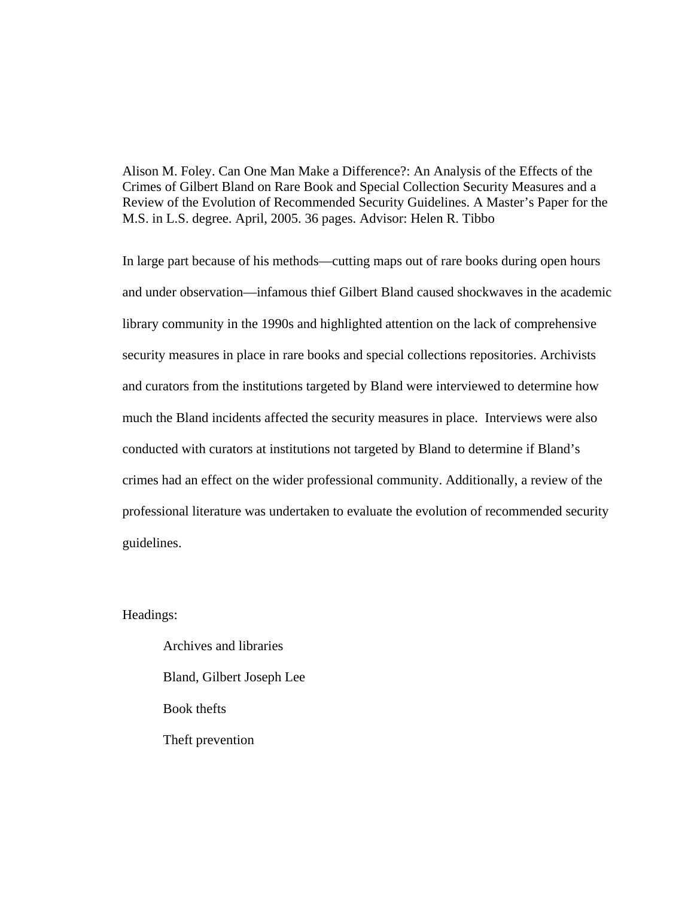Alison M. Foley. Can One Man Make a Difference?: An Analysis of the Effects of the Crimes of Gilbert Bland on Rare Book and Special Collection Security Measures and a Review of the Evolution of Recommended Security Guidelines. A Master's Paper for the M.S. in L.S. degree. April, 2005. 36 pages. Advisor: Helen R. Tibbo

In large part because of his methods—cutting maps out of rare books during open hours and under observation—infamous thief Gilbert Bland caused shockwaves in the academic library community in the 1990s and highlighted attention on the lack of comprehensive security measures in place in rare books and special collections repositories. Archivists and curators from the institutions targeted by Bland were interviewed to determine how much the Bland incidents affected the security measures in place. Interviews were also conducted with curators at institutions not targeted by Bland to determine if Bland's crimes had an effect on the wider professional community. Additionally, a review of the professional literature was undertaken to evaluate the evolution of recommended security guidelines.

Headings:

Archives and libraries

Bland, Gilbert Joseph Lee

Book thefts

Theft prevention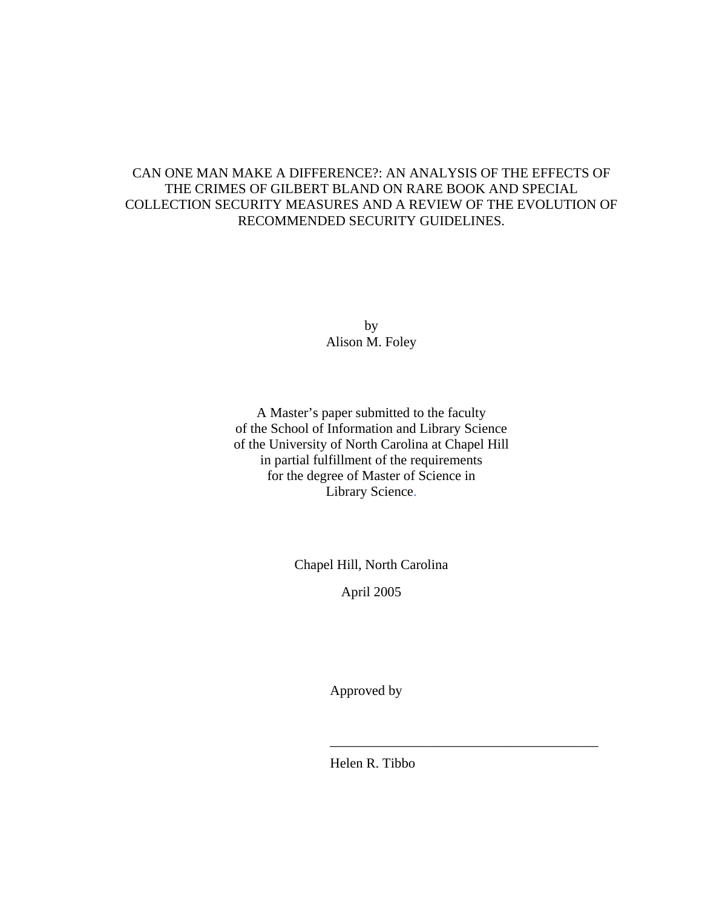# CAN ONE MAN MAKE A DIFFERENCE?: AN ANALYSIS OF THE EFFECTS OF THE CRIMES OF GILBERT BLAND ON RARE BOOK AND SPECIAL COLLECTION SECURITY MEASURES AND A REVIEW OF THE EVOLUTION OF RECOMMENDED SECURITY GUIDELINES.

by
Alison M. Foley

A Master's paper submitted to the faculty
of the School of Information and Library Science
of the University of North Carolina at Chapel Hill
in partial fulfillment of the requirements
for the degree of Master of Science in
Library Science.

Chapel Hill, North Carolina

April 2005

Approved by

_______________________________________

Helen R. Tibbo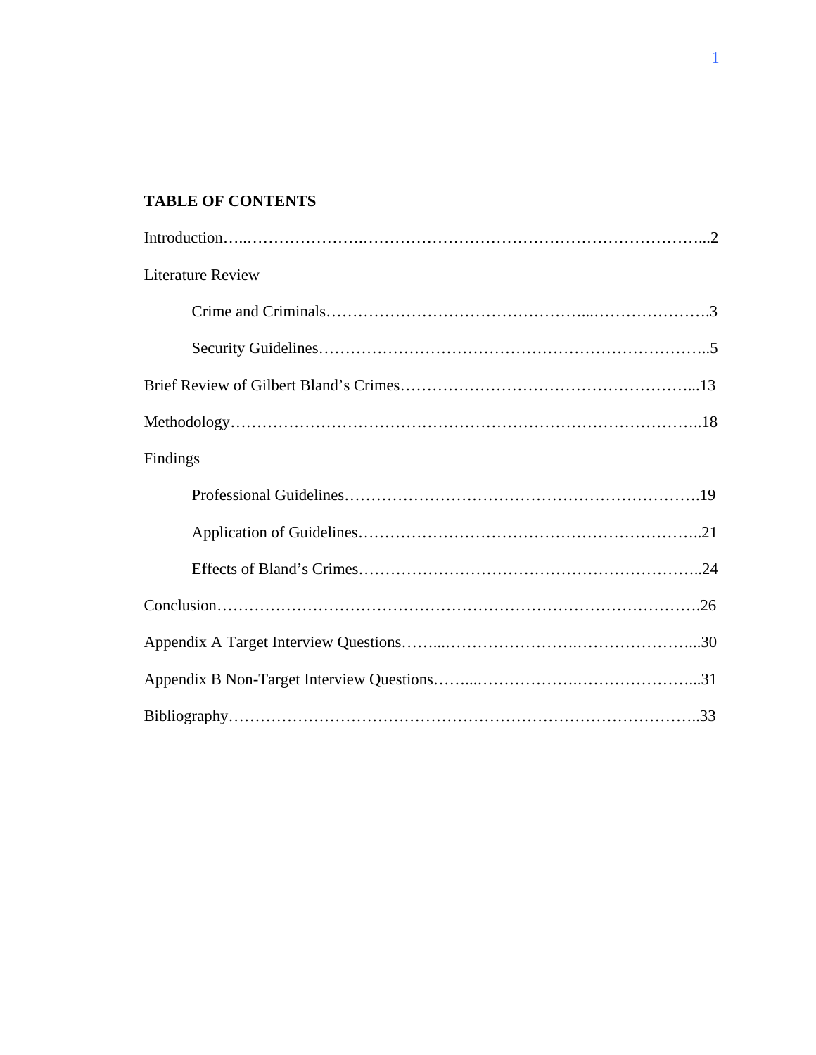**TABLE OF CONTENTS**

Introduction…..…………………..…………………………………………………………...2

Literature Review

- Crime and Criminals………………………………………...…………………….3
- Security Guidelines……………………………………………………………….5

Brief Review of Gilbert Bland's Crimes……………………………………………...13

Methodology……………………………………………………………………………..18

Findings

- Professional Guidelines………………………………………………………….19
- Application of Guidelines………………………………………………………..21
- Effects of Bland's Crimes………………………………………………………..24

Conclusion……………………………………………………………………………….26

Appendix A Target Interview Questions……....……………………..…………………...30

Appendix B Non-Target Interview Questions……...………………..…………………...31

Bibliography……………………………………………………………………………..33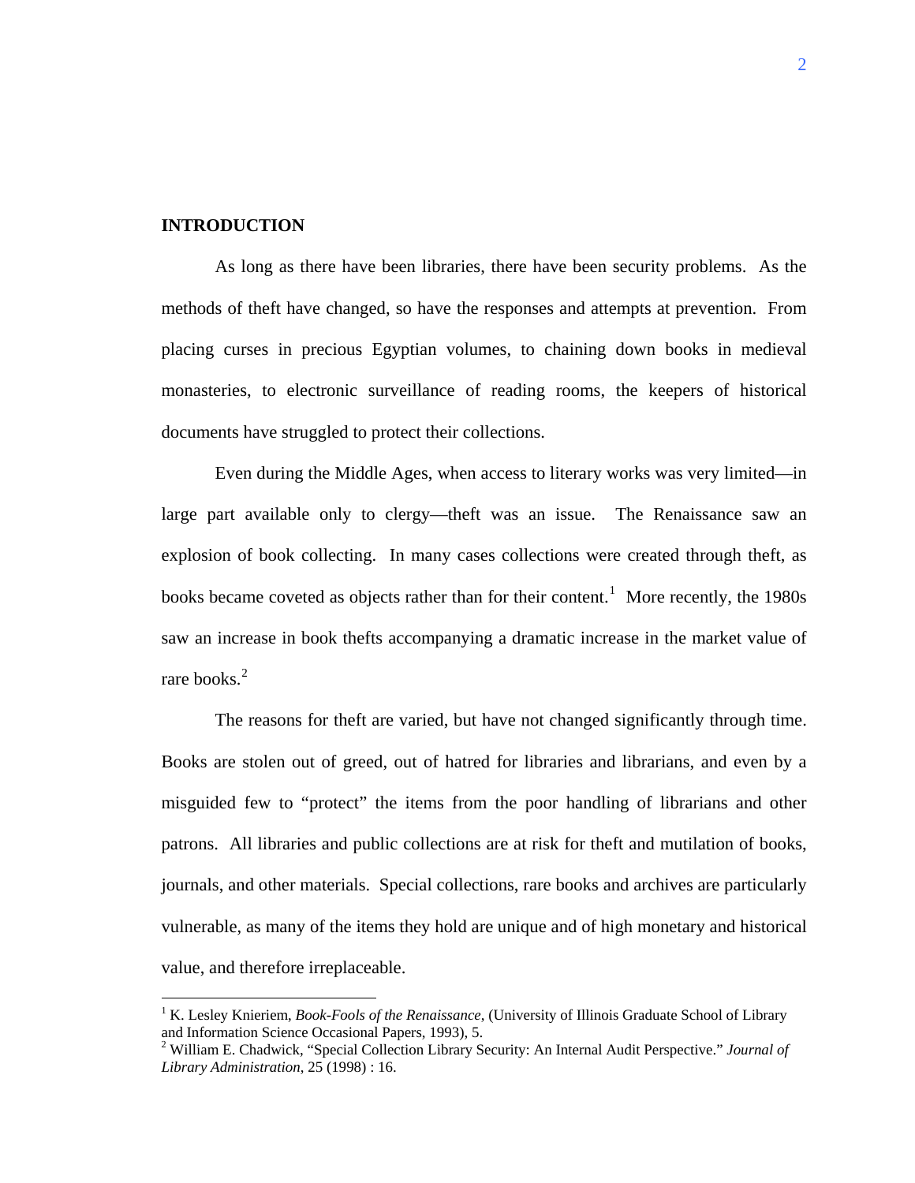## INTRODUCTION

As long as there have been libraries, there have been security problems. As the methods of theft have changed, so have the responses and attempts at prevention. From placing curses in precious Egyptian volumes, to chaining down books in medieval monasteries, to electronic surveillance of reading rooms, the keepers of historical documents have struggled to protect their collections.

Even during the Middle Ages, when access to literary works was very limited—in large part available only to clergy—theft was an issue. The Renaissance saw an explosion of book collecting. In many cases collections were created through theft, as books became coveted as objects rather than for their content.[1] More recently, the 1980s saw an increase in book thefts accompanying a dramatic increase in the market value of rare books.[2]

The reasons for theft are varied, but have not changed significantly through time. Books are stolen out of greed, out of hatred for libraries and librarians, and even by a misguided few to "protect" the items from the poor handling of librarians and other patrons. All libraries and public collections are at risk for theft and mutilation of books, journals, and other materials. Special collections, rare books and archives are particularly vulnerable, as many of the items they hold are unique and of high monetary and historical value, and therefore irreplaceable.

---

[1] K. Lesley Knieriem, *Book-Fools of the Renaissance,* (University of Illinois Graduate School of Library and Information Science Occasional Papers, 1993), 5.

[2] William E. Chadwick, "Special Collection Library Security: An Internal Audit Perspective." *Journal of Library Administration*, 25 (1998) : 16.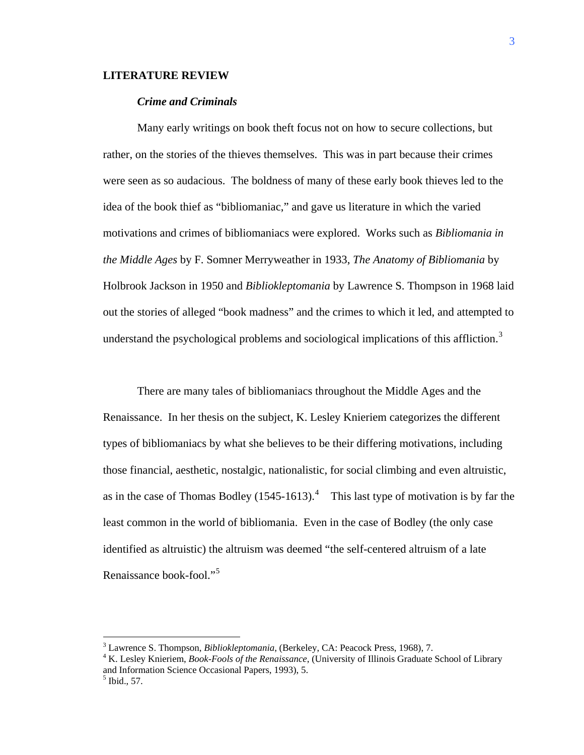## LITERATURE REVIEW

### *Crime and Criminals*

Many early writings on book theft focus not on how to secure collections, but rather, on the stories of the thieves themselves. This was in part because their crimes were seen as so audacious. The boldness of many of these early book thieves led to the idea of the book thief as "bibliomaniac," and gave us literature in which the varied motivations and crimes of bibliomaniacs were explored. Works such as *Bibliomania in the Middle Ages* by F. Somner Merryweather in 1933, *The Anatomy of Bibliomania* by Holbrook Jackson in 1950 and *Bibliokleptomania* by Lawrence S. Thompson in 1968 laid out the stories of alleged "book madness" and the crimes to which it led, and attempted to understand the psychological problems and sociological implications of this affliction.[3]

There are many tales of bibliomaniacs throughout the Middle Ages and the Renaissance. In her thesis on the subject, K. Lesley Knieriem categorizes the different types of bibliomaniacs by what she believes to be their differing motivations, including those financial, aesthetic, nostalgic, nationalistic, for social climbing and even altruistic, as in the case of Thomas Bodley (1545-1613).[4] This last type of motivation is by far the least common in the world of bibliomania. Even in the case of Bodley (the only case identified as altruistic) the altruism was deemed "the self-centered altruism of a late Renaissance book-fool."[5]

---

[3] Lawrence S. Thompson, *Bibliokleptomania*, (Berkeley, CA: Peacock Press, 1968), 7.

[4] K. Lesley Knieriem, *Book-Fools of the Renaissance*, (University of Illinois Graduate School of Library and Information Science Occasional Papers, 1993), 5.

[5] Ibid., 57.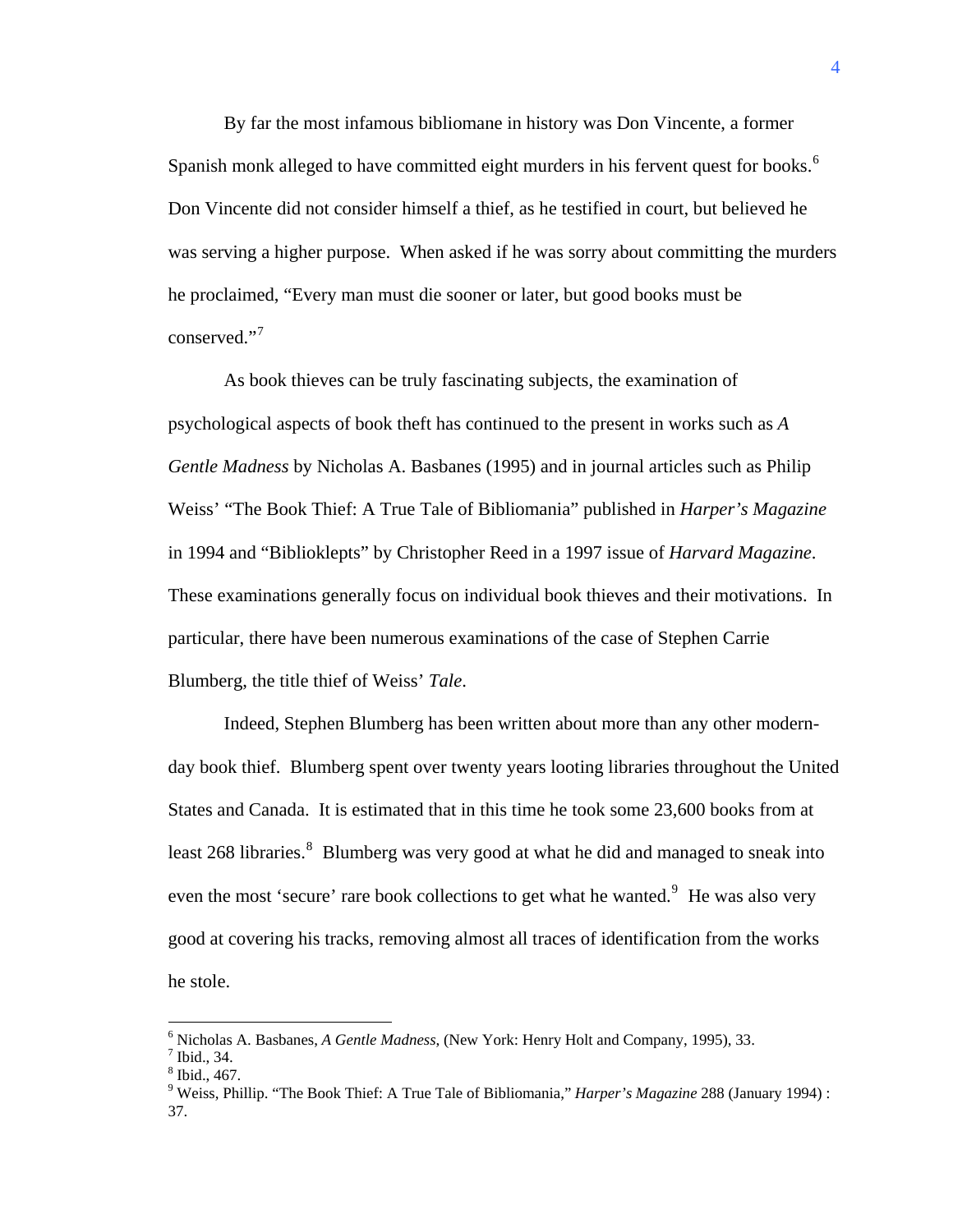By far the most infamous bibliomane in history was Don Vincente, a former Spanish monk alleged to have committed eight murders in his fervent quest for books.[6] Don Vincente did not consider himself a thief, as he testified in court, but believed he was serving a higher purpose. When asked if he was sorry about committing the murders he proclaimed, “Every man must die sooner or later, but good books must be conserved.”[7]

As book thieves can be truly fascinating subjects, the examination of psychological aspects of book theft has continued to the present in works such as *A Gentle Madness* by Nicholas A. Basbanes (1995) and in journal articles such as Philip Weiss’ “The Book Thief: A True Tale of Bibliomania” published in *Harper’s Magazine* in 1994 and “Biblioklepts” by Christopher Reed in a 1997 issue of *Harvard Magazine*. These examinations generally focus on individual book thieves and their motivations. In particular, there have been numerous examinations of the case of Stephen Carrie Blumberg, the title thief of Weiss’ *Tale*.

Indeed, Stephen Blumberg has been written about more than any other modern-day book thief. Blumberg spent over twenty years looting libraries throughout the United States and Canada. It is estimated that in this time he took some 23,600 books from at least 268 libraries.[8] Blumberg was very good at what he did and managed to sneak into even the most ‘secure’ rare book collections to get what he wanted.[9] He was also very good at covering his tracks, removing almost all traces of identification from the works he stole.

---

[6] Nicholas A. Basbanes, *A Gentle Madness*, (New York: Henry Holt and Company, 1995), 33.

[7] Ibid., 34.

[8] Ibid., 467.

[9] Weiss, Phillip. “The Book Thief: A True Tale of Bibliomania,” *Harper’s Magazine* 288 (January 1994) : 37.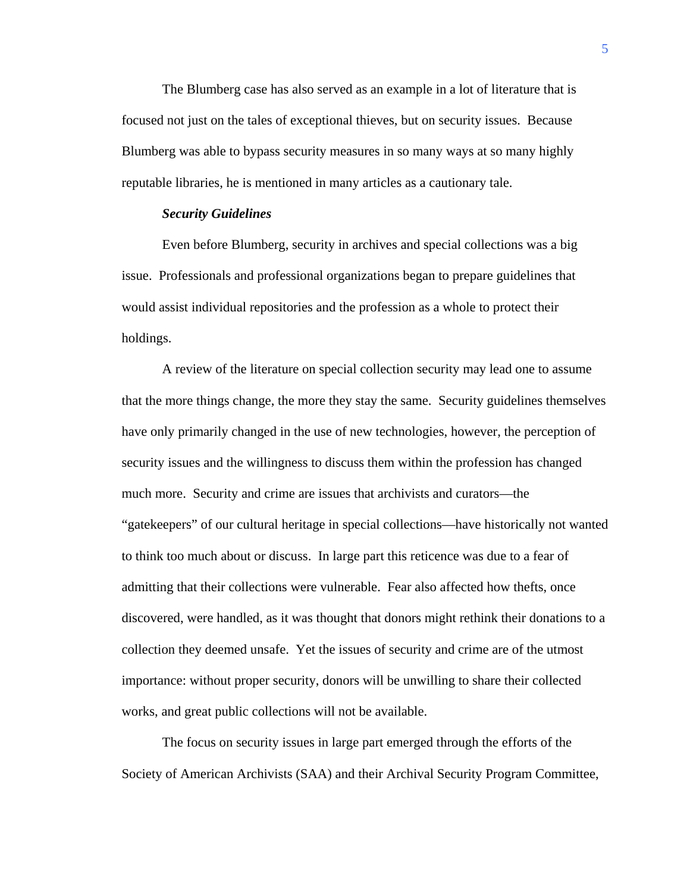The Blumberg case has also served as an example in a lot of literature that is focused not just on the tales of exceptional thieves, but on security issues. Because Blumberg was able to bypass security measures in so many ways at so many highly reputable libraries, he is mentioned in many articles as a cautionary tale.

***Security Guidelines***

Even before Blumberg, security in archives and special collections was a big issue. Professionals and professional organizations began to prepare guidelines that would assist individual repositories and the profession as a whole to protect their holdings.

A review of the literature on special collection security may lead one to assume that the more things change, the more they stay the same. Security guidelines themselves have only primarily changed in the use of new technologies, however, the perception of security issues and the willingness to discuss them within the profession has changed much more. Security and crime are issues that archivists and curators—the "gatekeepers" of our cultural heritage in special collections—have historically not wanted to think too much about or discuss. In large part this reticence was due to a fear of admitting that their collections were vulnerable. Fear also affected how thefts, once discovered, were handled, as it was thought that donors might rethink their donations to a collection they deemed unsafe. Yet the issues of security and crime are of the utmost importance: without proper security, donors will be unwilling to share their collected works, and great public collections will not be available.

The focus on security issues in large part emerged through the efforts of the Society of American Archivists (SAA) and their Archival Security Program Committee,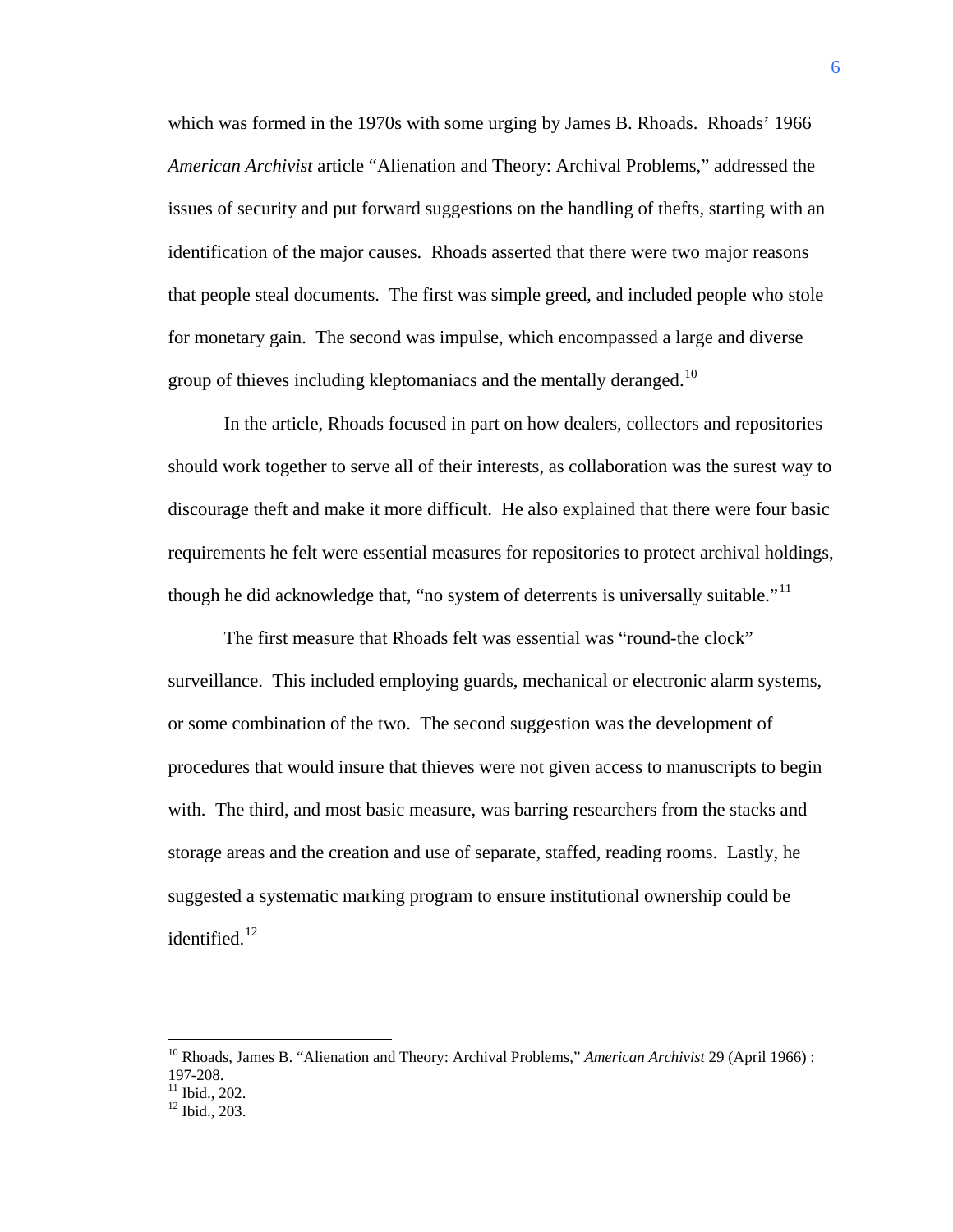which was formed in the 1970s with some urging by James B. Rhoads. Rhoads' 1966 *American Archivist* article "Alienation and Theory: Archival Problems," addressed the issues of security and put forward suggestions on the handling of thefts, starting with an identification of the major causes. Rhoads asserted that there were two major reasons that people steal documents. The first was simple greed, and included people who stole for monetary gain. The second was impulse, which encompassed a large and diverse group of thieves including kleptomaniacs and the mentally deranged.[10]

In the article, Rhoads focused in part on how dealers, collectors and repositories should work together to serve all of their interests, as collaboration was the surest way to discourage theft and make it more difficult. He also explained that there were four basic requirements he felt were essential measures for repositories to protect archival holdings, though he did acknowledge that, "no system of deterrents is universally suitable."[11]

The first measure that Rhoads felt was essential was "round-the clock" surveillance. This included employing guards, mechanical or electronic alarm systems, or some combination of the two. The second suggestion was the development of procedures that would insure that thieves were not given access to manuscripts to begin with. The third, and most basic measure, was barring researchers from the stacks and storage areas and the creation and use of separate, staffed, reading rooms. Lastly, he suggested a systematic marking program to ensure institutional ownership could be identified.[12]

---

[10] Rhoads, James B. "Alienation and Theory: Archival Problems," *American Archivist* 29 (April 1966) : 197-208.
[11] Ibid., 202.
[12] Ibid., 203.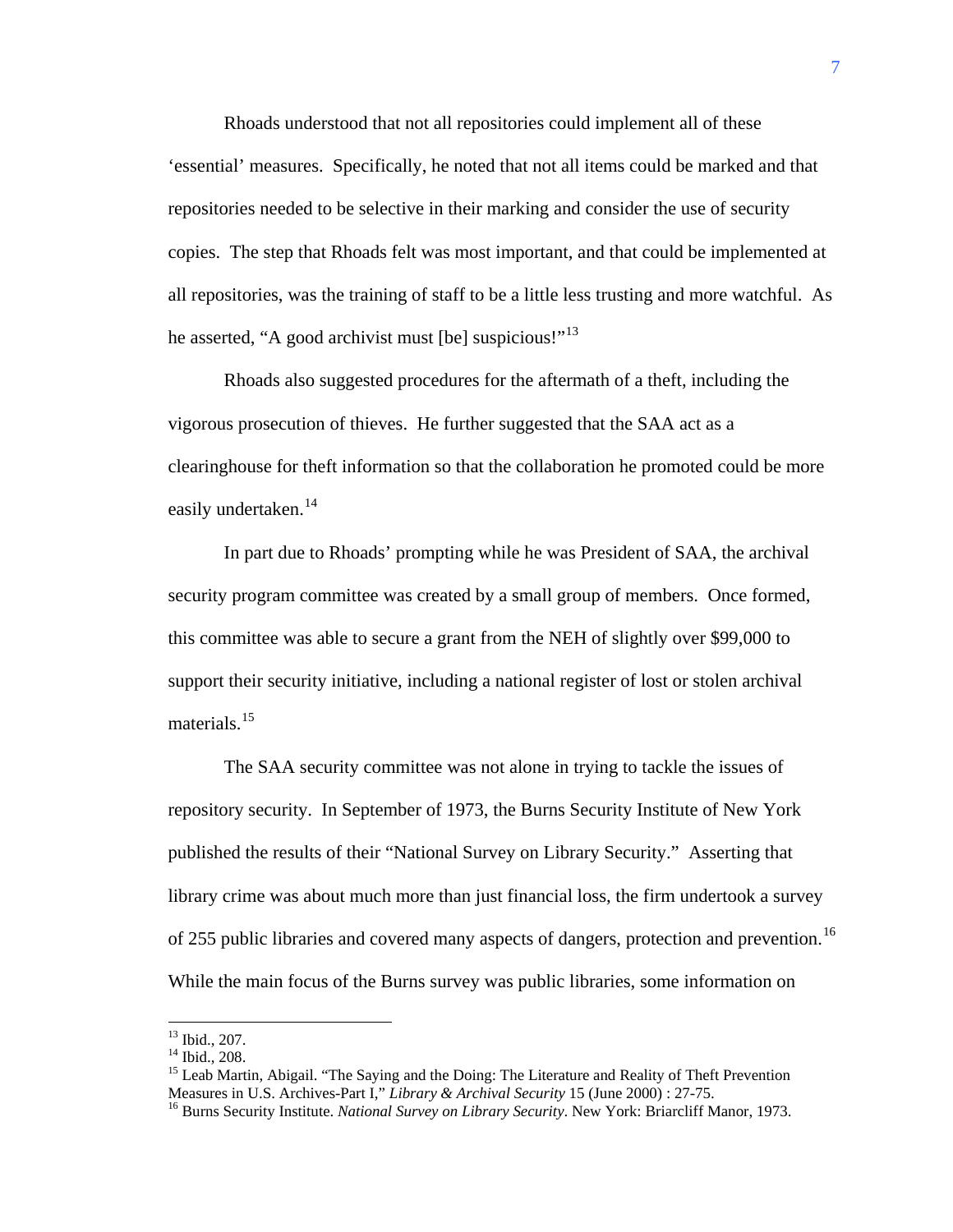Rhoads understood that not all repositories could implement all of these 'essential' measures. Specifically, he noted that not all items could be marked and that repositories needed to be selective in their marking and consider the use of security copies. The step that Rhoads felt was most important, and that could be implemented at all repositories, was the training of staff to be a little less trusting and more watchful. As he asserted, "A good archivist must [be] suspicious!"[13]

Rhoads also suggested procedures for the aftermath of a theft, including the vigorous prosecution of thieves. He further suggested that the SAA act as a clearinghouse for theft information so that the collaboration he promoted could be more easily undertaken.[14]

In part due to Rhoads' prompting while he was President of SAA, the archival security program committee was created by a small group of members. Once formed, this committee was able to secure a grant from the NEH of slightly over $99,000 to support their security initiative, including a national register of lost or stolen archival materials.[15]

The SAA security committee was not alone in trying to tackle the issues of repository security. In September of 1973, the Burns Security Institute of New York published the results of their "National Survey on Library Security." Asserting that library crime was about much more than just financial loss, the firm undertook a survey of 255 public libraries and covered many aspects of dangers, protection and prevention.[16] While the main focus of the Burns survey was public libraries, some information on

---

[13] Ibid., 207.
[14] Ibid., 208.
[15] Leab Martin, Abigail. "The Saying and the Doing: The Literature and Reality of Theft Prevention Measures in U.S. Archives-Part I," *Library & Archival Security* 15 (June 2000) : 27-75.
[16] Burns Security Institute. *National Survey on Library Security*. New York: Briarcliff Manor, 1973.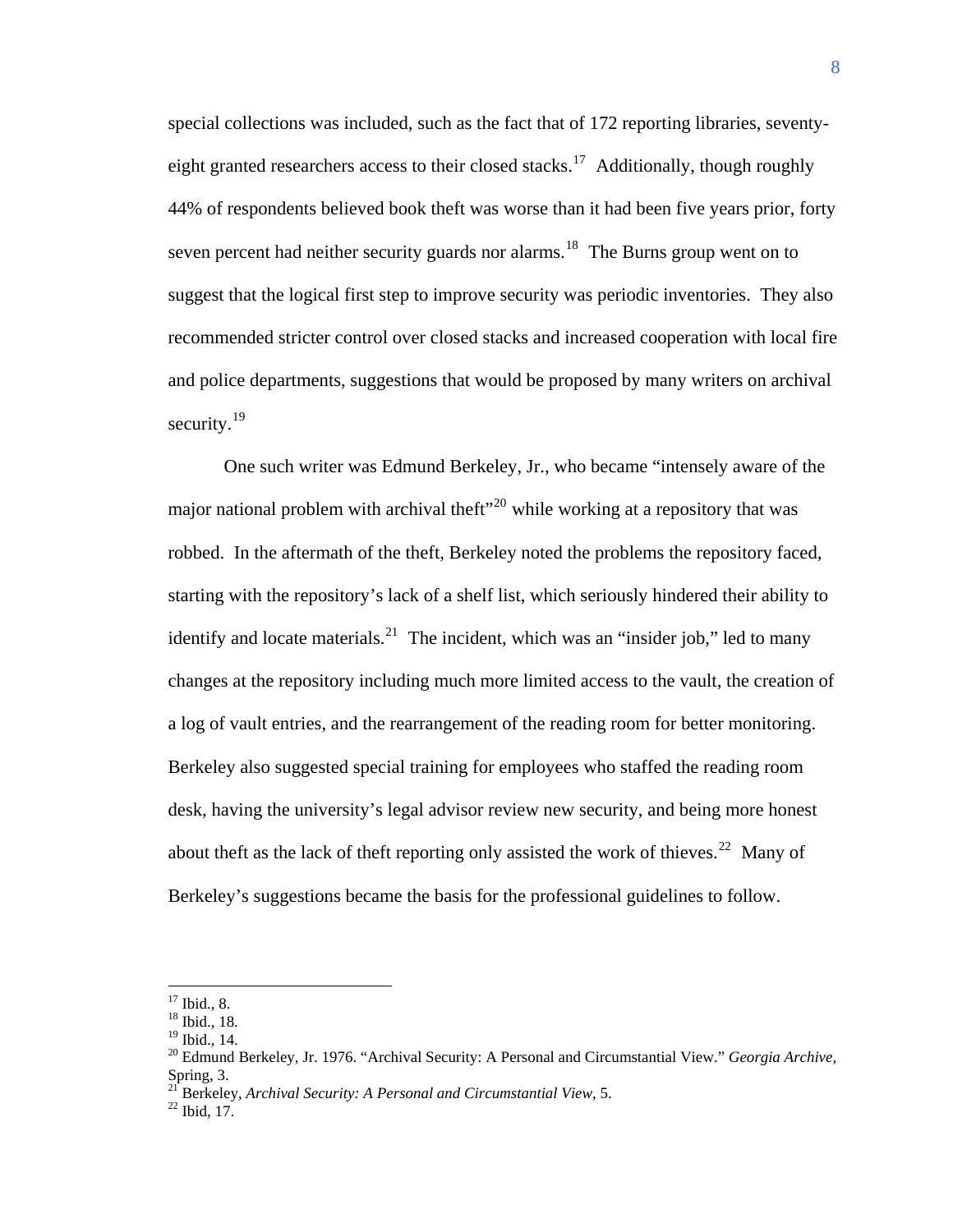special collections was included, such as the fact that of 172 reporting libraries, seventy-eight granted researchers access to their closed stacks.[17] Additionally, though roughly 44% of respondents believed book theft was worse than it had been five years prior, forty seven percent had neither security guards nor alarms.[18] The Burns group went on to suggest that the logical first step to improve security was periodic inventories. They also recommended stricter control over closed stacks and increased cooperation with local fire and police departments, suggestions that would be proposed by many writers on archival security.[19]

One such writer was Edmund Berkeley, Jr., who became "intensely aware of the major national problem with archival theft"[20] while working at a repository that was robbed. In the aftermath of the theft, Berkeley noted the problems the repository faced, starting with the repository's lack of a shelf list, which seriously hindered their ability to identify and locate materials.[21] The incident, which was an "insider job," led to many changes at the repository including much more limited access to the vault, the creation of a log of vault entries, and the rearrangement of the reading room for better monitoring. Berkeley also suggested special training for employees who staffed the reading room desk, having the university's legal advisor review new security, and being more honest about theft as the lack of theft reporting only assisted the work of thieves.[22] Many of Berkeley's suggestions became the basis for the professional guidelines to follow.

---

[17] Ibid., 8.

[18] Ibid., 18.

[19] Ibid., 14.

[20] Edmund Berkeley, Jr. 1976. "Archival Security: A Personal and Circumstantial View." *Georgia Archive,* Spring, 3.

[21] Berkeley, *Archival Security: A Personal and Circumstantial View*, 5.

[22] Ibid, 17.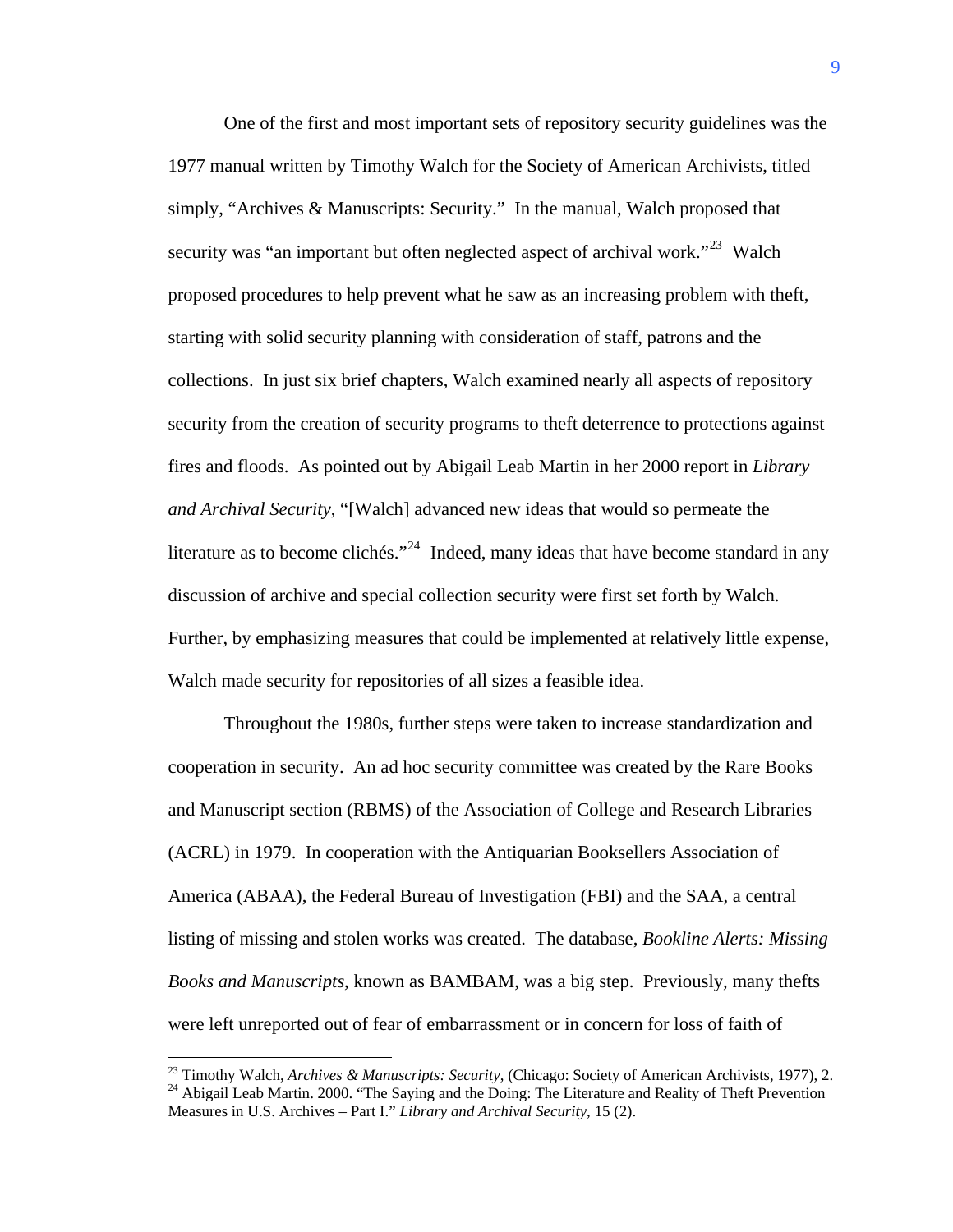One of the first and most important sets of repository security guidelines was the 1977 manual written by Timothy Walch for the Society of American Archivists, titled simply, "Archives & Manuscripts: Security." In the manual, Walch proposed that security was "an important but often neglected aspect of archival work."[23] Walch proposed procedures to help prevent what he saw as an increasing problem with theft, starting with solid security planning with consideration of staff, patrons and the collections. In just six brief chapters, Walch examined nearly all aspects of repository security from the creation of security programs to theft deterrence to protections against fires and floods. As pointed out by Abigail Leab Martin in her 2000 report in *Library and Archival Security*, "[Walch] advanced new ideas that would so permeate the literature as to become clichés."[24] Indeed, many ideas that have become standard in any discussion of archive and special collection security were first set forth by Walch. Further, by emphasizing measures that could be implemented at relatively little expense, Walch made security for repositories of all sizes a feasible idea.

Throughout the 1980s, further steps were taken to increase standardization and cooperation in security. An ad hoc security committee was created by the Rare Books and Manuscript section (RBMS) of the Association of College and Research Libraries (ACRL) in 1979. In cooperation with the Antiquarian Booksellers Association of America (ABAA), the Federal Bureau of Investigation (FBI) and the SAA, a central listing of missing and stolen works was created. The database, *Bookline Alerts: Missing Books and Manuscripts*, known as BAMBAM, was a big step. Previously, many thefts were left unreported out of fear of embarrassment or in concern for loss of faith of

---

[23] Timothy Walch, *Archives & Manuscripts: Security*, (Chicago: Society of American Archivists, 1977), 2.

[24] Abigail Leab Martin. 2000. "The Saying and the Doing: The Literature and Reality of Theft Prevention Measures in U.S. Archives – Part I." *Library and Archival Security*, 15 (2).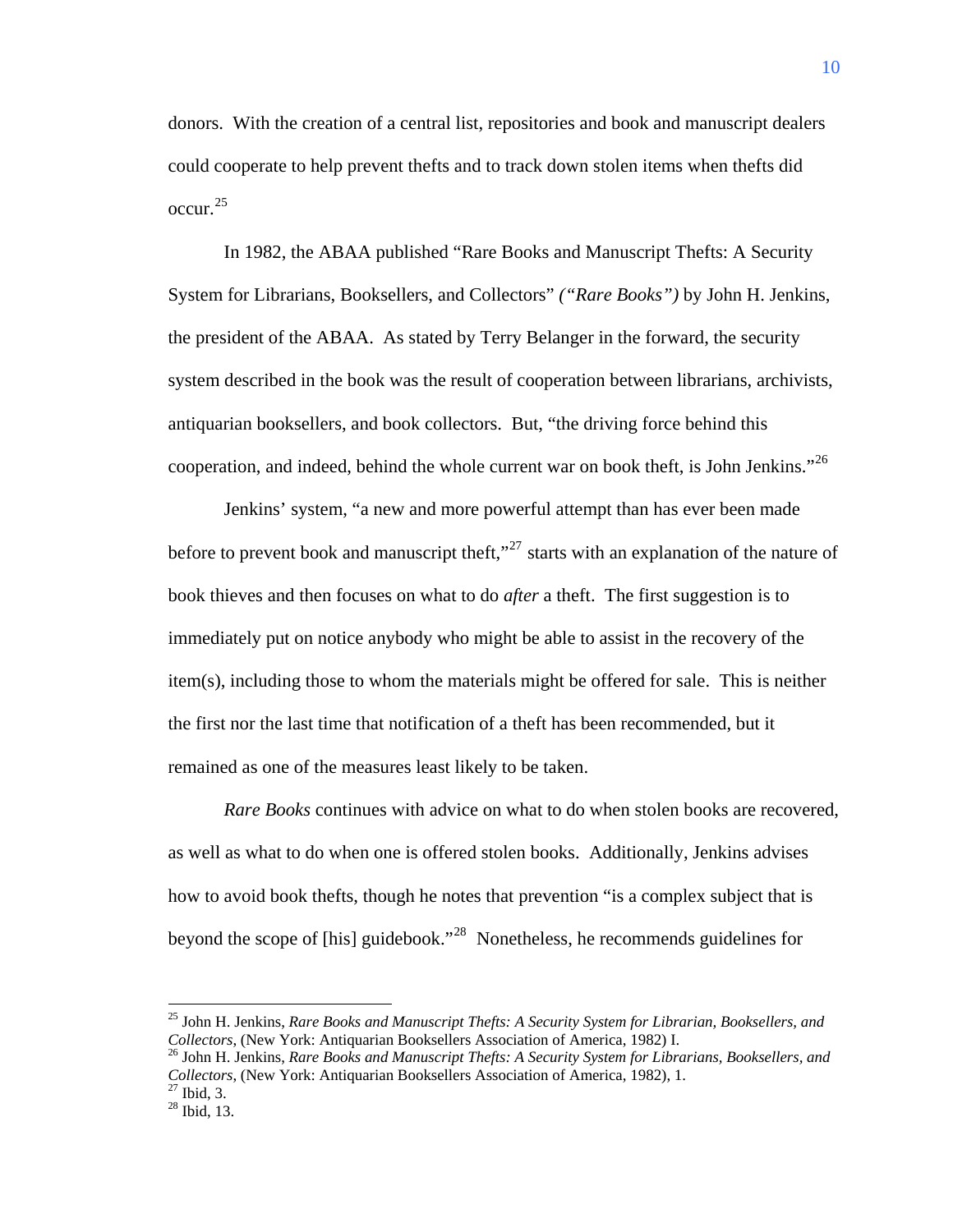donors. With the creation of a central list, repositories and book and manuscript dealers could cooperate to help prevent thefts and to track down stolen items when thefts did occur.[25]

In 1982, the ABAA published "Rare Books and Manuscript Thefts: A Security System for Librarians, Booksellers, and Collectors" *("Rare Books")* by John H. Jenkins, the president of the ABAA. As stated by Terry Belanger in the forward, the security system described in the book was the result of cooperation between librarians, archivists, antiquarian booksellers, and book collectors. But, "the driving force behind this cooperation, and indeed, behind the whole current war on book theft, is John Jenkins."[26]

Jenkins' system, "a new and more powerful attempt than has ever been made before to prevent book and manuscript theft,"[27] starts with an explanation of the nature of book thieves and then focuses on what to do *after* a theft. The first suggestion is to immediately put on notice anybody who might be able to assist in the recovery of the item(s), including those to whom the materials might be offered for sale. This is neither the first nor the last time that notification of a theft has been recommended, but it remained as one of the measures least likely to be taken.

*Rare Books* continues with advice on what to do when stolen books are recovered, as well as what to do when one is offered stolen books. Additionally, Jenkins advises how to avoid book thefts, though he notes that prevention "is a complex subject that is beyond the scope of [his] guidebook."[28] Nonetheless, he recommends guidelines for

---

[25] John H. Jenkins, *Rare Books and Manuscript Thefts: A Security System for Librarian, Booksellers, and Collectors*, (New York: Antiquarian Booksellers Association of America, 1982) I.

[26] John H. Jenkins, *Rare Books and Manuscript Thefts: A Security System for Librarians, Booksellers, and Collectors*, (New York: Antiquarian Booksellers Association of America, 1982), 1.

[27] Ibid, 3.

[28] Ibid, 13.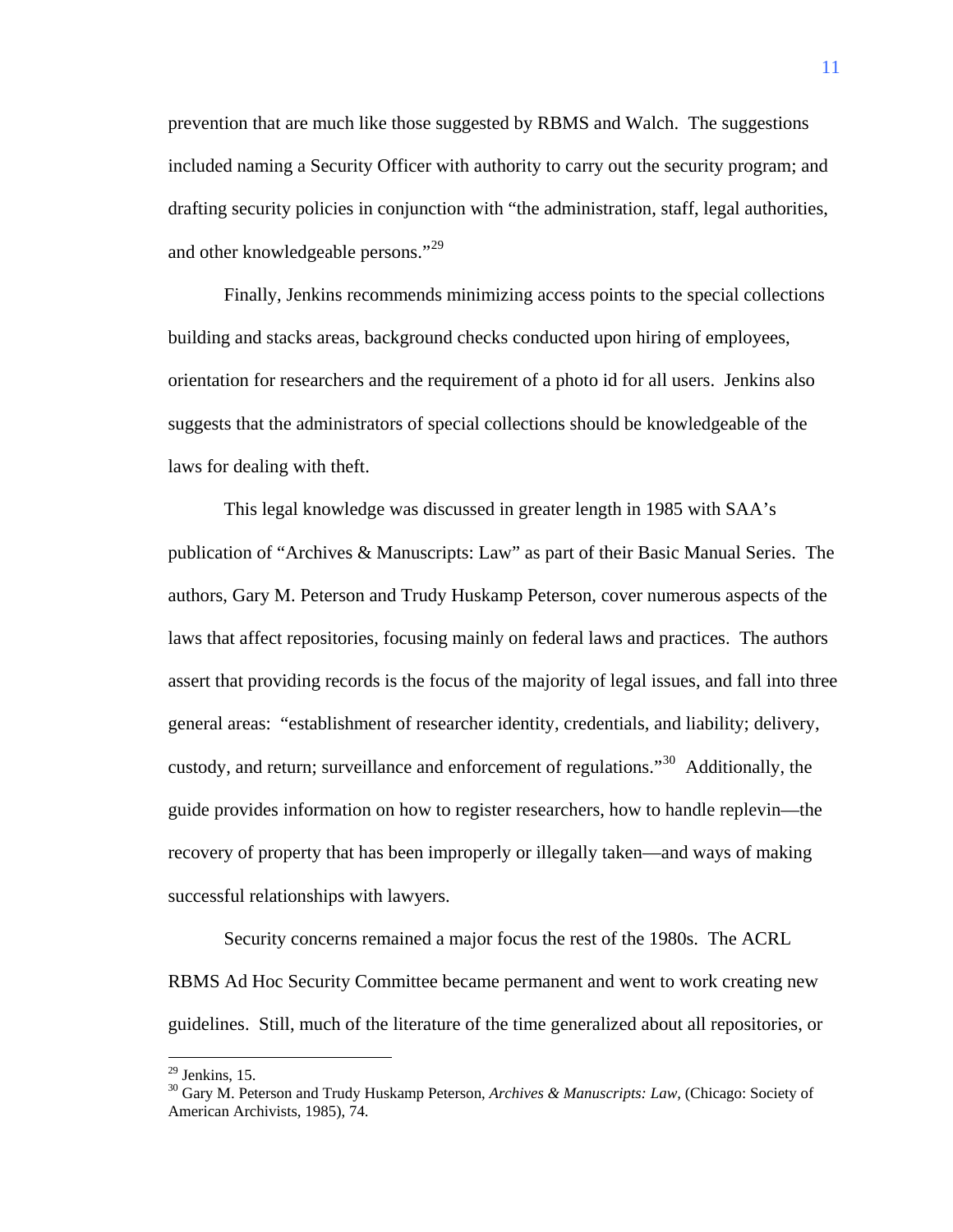prevention that are much like those suggested by RBMS and Walch. The suggestions included naming a Security Officer with authority to carry out the security program; and drafting security policies in conjunction with "the administration, staff, legal authorities, and other knowledgeable persons."[29]

Finally, Jenkins recommends minimizing access points to the special collections building and stacks areas, background checks conducted upon hiring of employees, orientation for researchers and the requirement of a photo id for all users. Jenkins also suggests that the administrators of special collections should be knowledgeable of the laws for dealing with theft.

This legal knowledge was discussed in greater length in 1985 with SAA's publication of "Archives & Manuscripts: Law" as part of their Basic Manual Series. The authors, Gary M. Peterson and Trudy Huskamp Peterson, cover numerous aspects of the laws that affect repositories, focusing mainly on federal laws and practices. The authors assert that providing records is the focus of the majority of legal issues, and fall into three general areas: "establishment of researcher identity, credentials, and liability; delivery, custody, and return; surveillance and enforcement of regulations."[30] Additionally, the guide provides information on how to register researchers, how to handle replevin—the recovery of property that has been improperly or illegally taken—and ways of making successful relationships with lawyers.

Security concerns remained a major focus the rest of the 1980s. The ACRL RBMS Ad Hoc Security Committee became permanent and went to work creating new guidelines. Still, much of the literature of the time generalized about all repositories, or

---

[29] Jenkins, 15.

[30] Gary M. Peterson and Trudy Huskamp Peterson, *Archives & Manuscripts: Law,* (Chicago: Society of American Archivists, 1985), 74.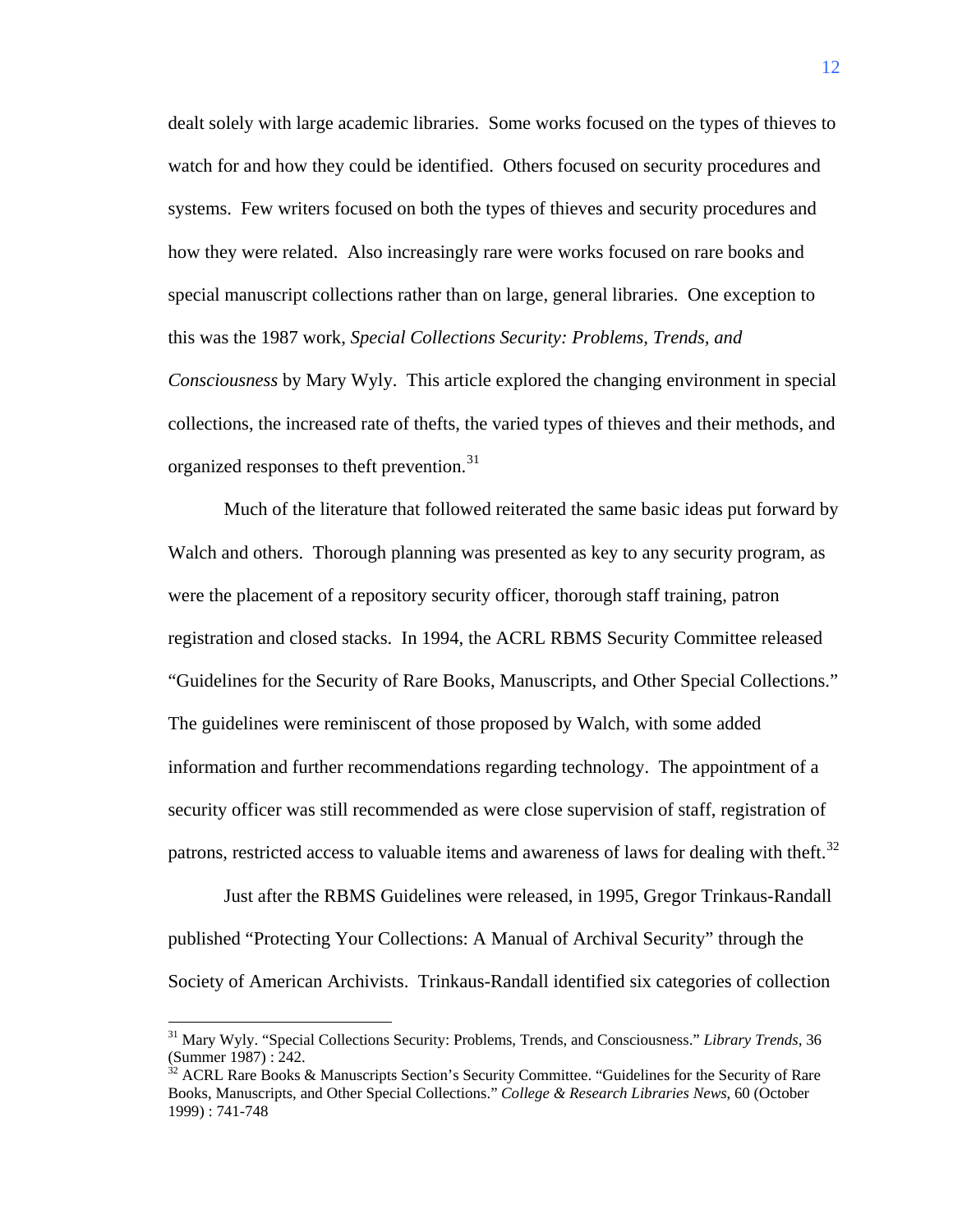dealt solely with large academic libraries. Some works focused on the types of thieves to watch for and how they could be identified. Others focused on security procedures and systems. Few writers focused on both the types of thieves and security procedures and how they were related. Also increasingly rare were works focused on rare books and special manuscript collections rather than on large, general libraries. One exception to this was the 1987 work, *Special Collections Security: Problems, Trends, and Consciousness* by Mary Wyly. This article explored the changing environment in special collections, the increased rate of thefts, the varied types of thieves and their methods, and organized responses to theft prevention.[31]

Much of the literature that followed reiterated the same basic ideas put forward by Walch and others. Thorough planning was presented as key to any security program, as were the placement of a repository security officer, thorough staff training, patron registration and closed stacks. In 1994, the ACRL RBMS Security Committee released "Guidelines for the Security of Rare Books, Manuscripts, and Other Special Collections." The guidelines were reminiscent of those proposed by Walch, with some added information and further recommendations regarding technology. The appointment of a security officer was still recommended as were close supervision of staff, registration of patrons, restricted access to valuable items and awareness of laws for dealing with theft.[32]

Just after the RBMS Guidelines were released, in 1995, Gregor Trinkaus-Randall published "Protecting Your Collections: A Manual of Archival Security" through the Society of American Archivists. Trinkaus-Randall identified six categories of collection

---

[31] Mary Wyly. "Special Collections Security: Problems, Trends, and Consciousness." *Library Trends*, 36 (Summer 1987) : 242.

[32] ACRL Rare Books & Manuscripts Section's Security Committee. "Guidelines for the Security of Rare Books, Manuscripts, and Other Special Collections." *College & Research Libraries News*, 60 (October 1999) : 741-748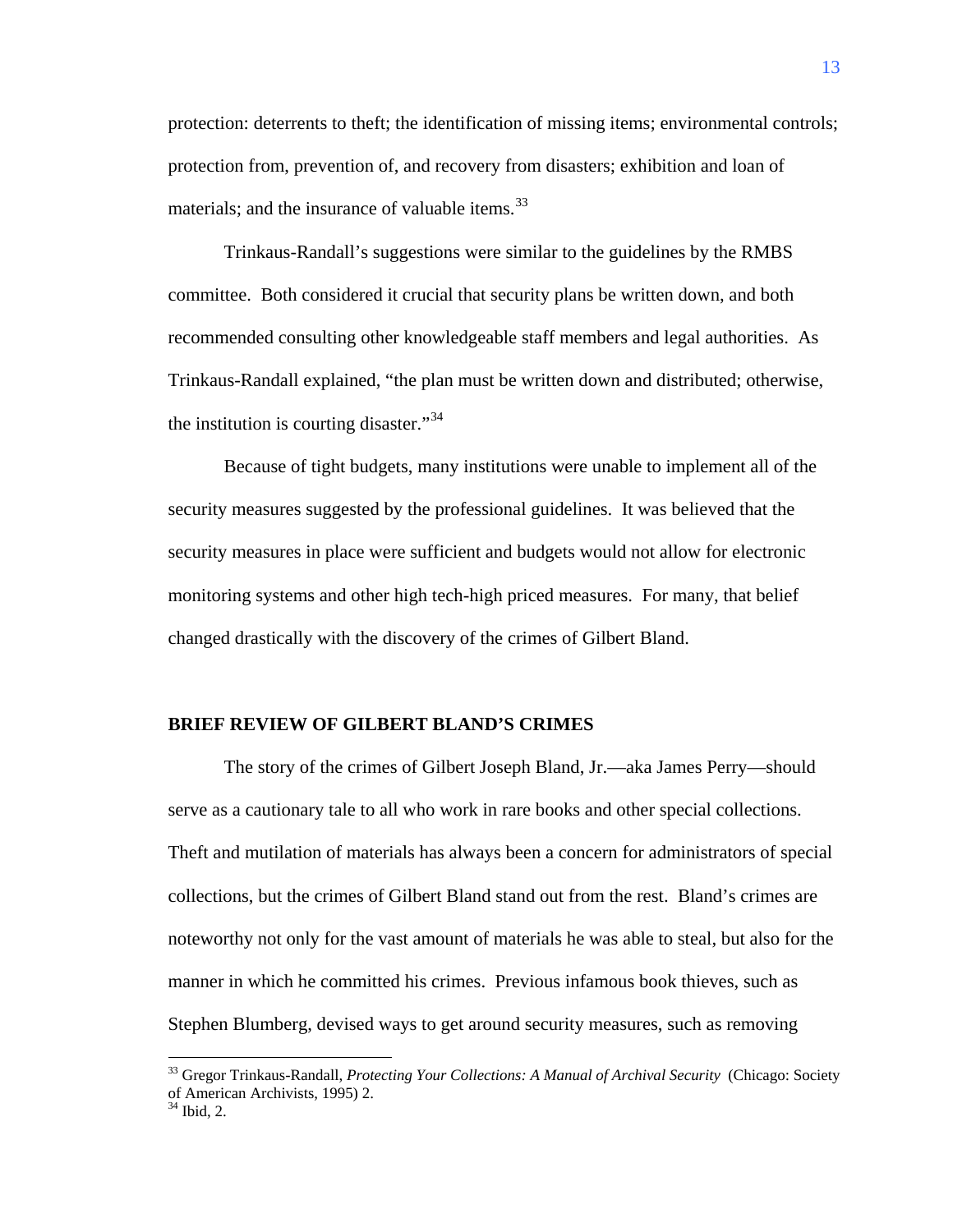protection: deterrents to theft; the identification of missing items; environmental controls; protection from, prevention of, and recovery from disasters; exhibition and loan of materials; and the insurance of valuable items.[33]

Trinkaus-Randall's suggestions were similar to the guidelines by the RMBS committee. Both considered it crucial that security plans be written down, and both recommended consulting other knowledgeable staff members and legal authorities. As Trinkaus-Randall explained, "the plan must be written down and distributed; otherwise, the institution is courting disaster."[34]

Because of tight budgets, many institutions were unable to implement all of the security measures suggested by the professional guidelines. It was believed that the security measures in place were sufficient and budgets would not allow for electronic monitoring systems and other high tech-high priced measures. For many, that belief changed drastically with the discovery of the crimes of Gilbert Bland.

## BRIEF REVIEW OF GILBERT BLAND'S CRIMES

The story of the crimes of Gilbert Joseph Bland, Jr.—aka James Perry—should serve as a cautionary tale to all who work in rare books and other special collections. Theft and mutilation of materials has always been a concern for administrators of special collections, but the crimes of Gilbert Bland stand out from the rest. Bland's crimes are noteworthy not only for the vast amount of materials he was able to steal, but also for the manner in which he committed his crimes. Previous infamous book thieves, such as Stephen Blumberg, devised ways to get around security measures, such as removing

---

[33] Gregor Trinkaus-Randall, *Protecting Your Collections: A Manual of Archival Security* (Chicago: Society of American Archivists, 1995) 2.

[34] Ibid, 2.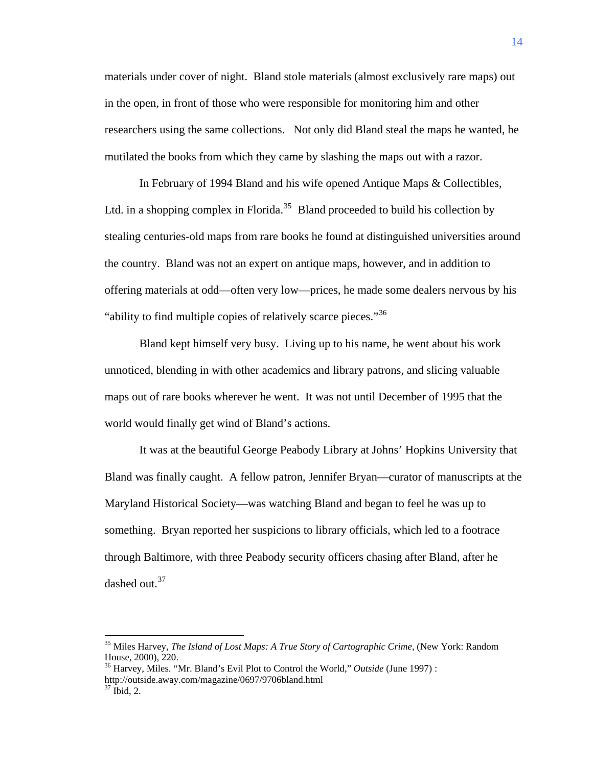materials under cover of night. Bland stole materials (almost exclusively rare maps) out in the open, in front of those who were responsible for monitoring him and other researchers using the same collections. Not only did Bland steal the maps he wanted, he mutilated the books from which they came by slashing the maps out with a razor.

In February of 1994 Bland and his wife opened Antique Maps & Collectibles, Ltd. in a shopping complex in Florida.[35] Bland proceeded to build his collection by stealing centuries-old maps from rare books he found at distinguished universities around the country. Bland was not an expert on antique maps, however, and in addition to offering materials at odd—often very low—prices, he made some dealers nervous by his "ability to find multiple copies of relatively scarce pieces."[36]

Bland kept himself very busy. Living up to his name, he went about his work unnoticed, blending in with other academics and library patrons, and slicing valuable maps out of rare books wherever he went. It was not until December of 1995 that the world would finally get wind of Bland's actions.

It was at the beautiful George Peabody Library at Johns' Hopkins University that Bland was finally caught. A fellow patron, Jennifer Bryan—curator of manuscripts at the Maryland Historical Society—was watching Bland and began to feel he was up to something. Bryan reported her suspicions to library officials, which led to a footrace through Baltimore, with three Peabody security officers chasing after Bland, after he dashed out.[37]

---

[35] Miles Harvey, *The Island of Lost Maps: A True Story of Cartographic Crime*, (New York: Random House, 2000), 220.

[36] Harvey, Miles. "Mr. Bland's Evil Plot to Control the World," *Outside* (June 1997) : http://outside.away.com/magazine/0697/9706bland.html

[37] Ibid, 2.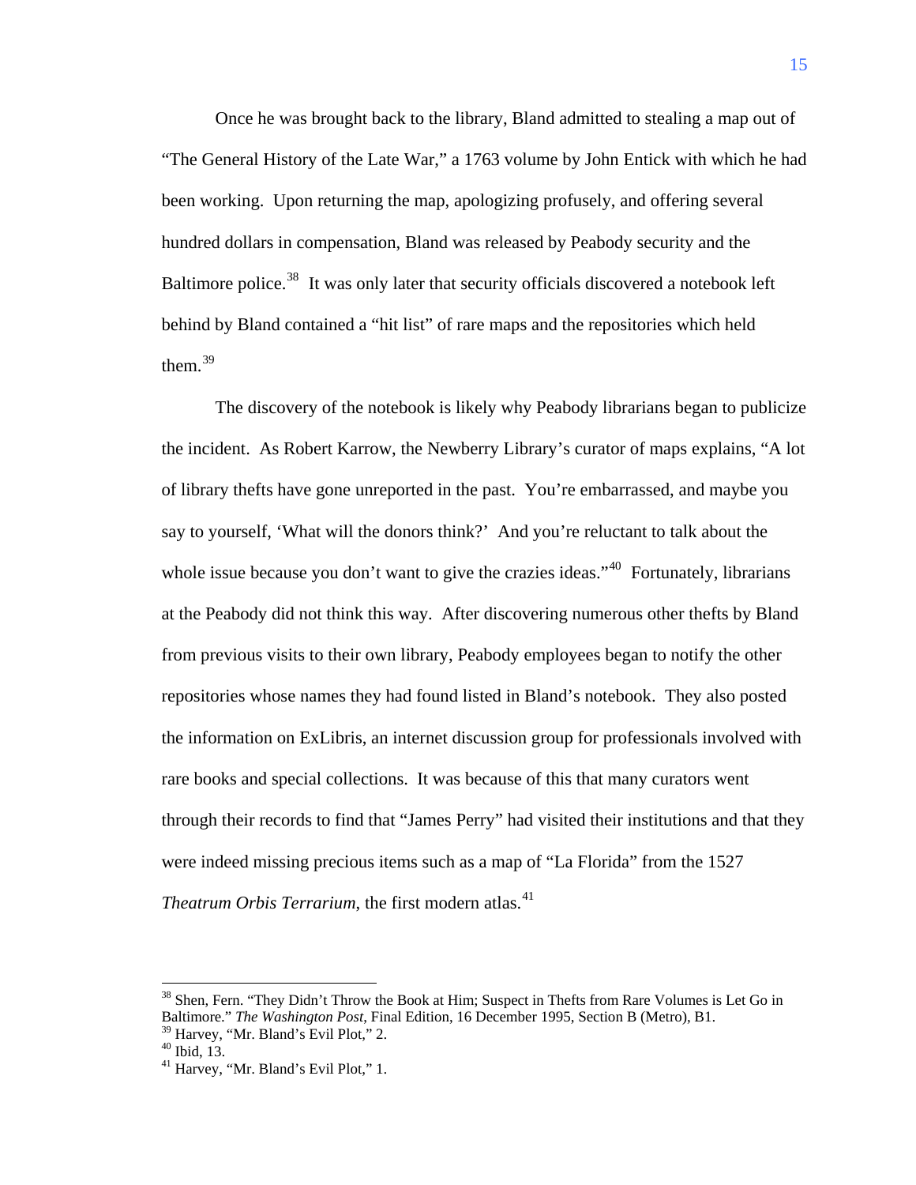Once he was brought back to the library, Bland admitted to stealing a map out of "The General History of the Late War," a 1763 volume by John Entick with which he had been working. Upon returning the map, apologizing profusely, and offering several hundred dollars in compensation, Bland was released by Peabody security and the Baltimore police.[38] It was only later that security officials discovered a notebook left behind by Bland contained a "hit list" of rare maps and the repositories which held them.[39]

The discovery of the notebook is likely why Peabody librarians began to publicize the incident. As Robert Karrow, the Newberry Library's curator of maps explains, "A lot of library thefts have gone unreported in the past. You're embarrassed, and maybe you say to yourself, 'What will the donors think?' And you're reluctant to talk about the whole issue because you don't want to give the crazies ideas."[40] Fortunately, librarians at the Peabody did not think this way. After discovering numerous other thefts by Bland from previous visits to their own library, Peabody employees began to notify the other repositories whose names they had found listed in Bland's notebook. They also posted the information on ExLibris, an internet discussion group for professionals involved with rare books and special collections. It was because of this that many curators went through their records to find that "James Perry" had visited their institutions and that they were indeed missing precious items such as a map of "La Florida" from the 1527 *Theatrum Orbis Terrarium*, the first modern atlas.[41]

---

[38] Shen, Fern. "They Didn't Throw the Book at Him; Suspect in Thefts from Rare Volumes is Let Go in Baltimore." *The Washington Post*, Final Edition, 16 December 1995, Section B (Metro), B1.
[39] Harvey, "Mr. Bland's Evil Plot," 2.
[40] Ibid, 13.
[41] Harvey, "Mr. Bland's Evil Plot," 1.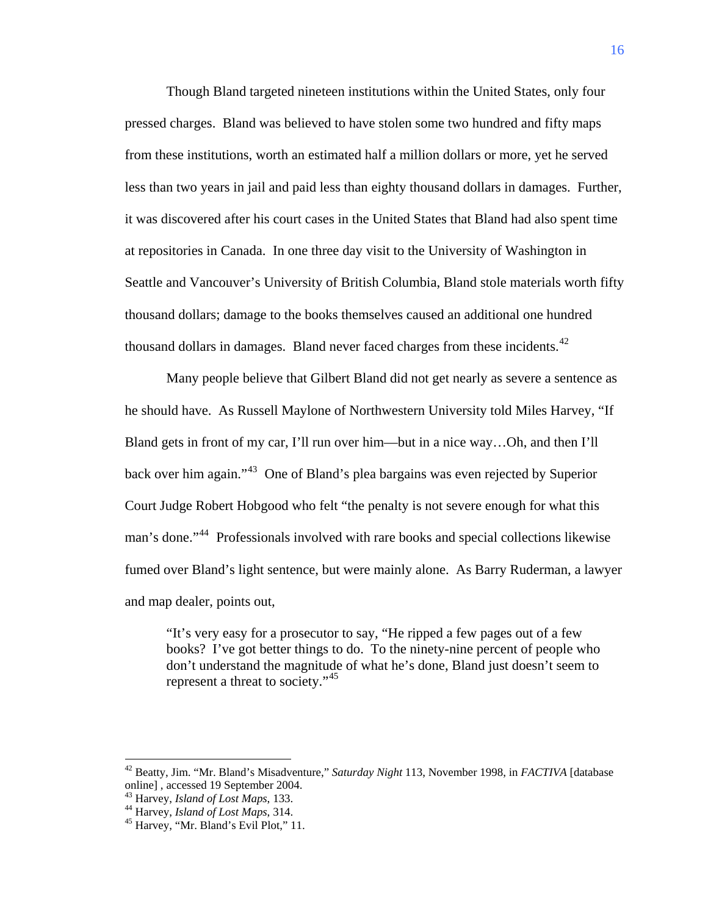Though Bland targeted nineteen institutions within the United States, only four pressed charges. Bland was believed to have stolen some two hundred and fifty maps from these institutions, worth an estimated half a million dollars or more, yet he served less than two years in jail and paid less than eighty thousand dollars in damages. Further, it was discovered after his court cases in the United States that Bland had also spent time at repositories in Canada. In one three day visit to the University of Washington in Seattle and Vancouver's University of British Columbia, Bland stole materials worth fifty thousand dollars; damage to the books themselves caused an additional one hundred thousand dollars in damages. Bland never faced charges from these incidents.[42]

Many people believe that Gilbert Bland did not get nearly as severe a sentence as he should have. As Russell Maylone of Northwestern University told Miles Harvey, "If Bland gets in front of my car, I'll run over him—but in a nice way…Oh, and then I'll back over him again."[43] One of Bland's plea bargains was even rejected by Superior Court Judge Robert Hobgood who felt "the penalty is not severe enough for what this man's done."[44] Professionals involved with rare books and special collections likewise fumed over Bland's light sentence, but were mainly alone. As Barry Ruderman, a lawyer and map dealer, points out,

> "It's very easy for a prosecutor to say, "He ripped a few pages out of a few books? I've got better things to do. To the ninety-nine percent of people who don't understand the magnitude of what he's done, Bland just doesn't seem to represent a threat to society."[45]

---

[42] Beatty, Jim. "Mr. Bland's Misadventure," *Saturday Night* 113, November 1998, in *FACTIVA* [database online] , accessed 19 September 2004.

[43] Harvey, *Island of Lost Maps*, 133.

[44] Harvey, *Island of Lost Maps*, 314.

[45] Harvey, "Mr. Bland's Evil Plot," 11.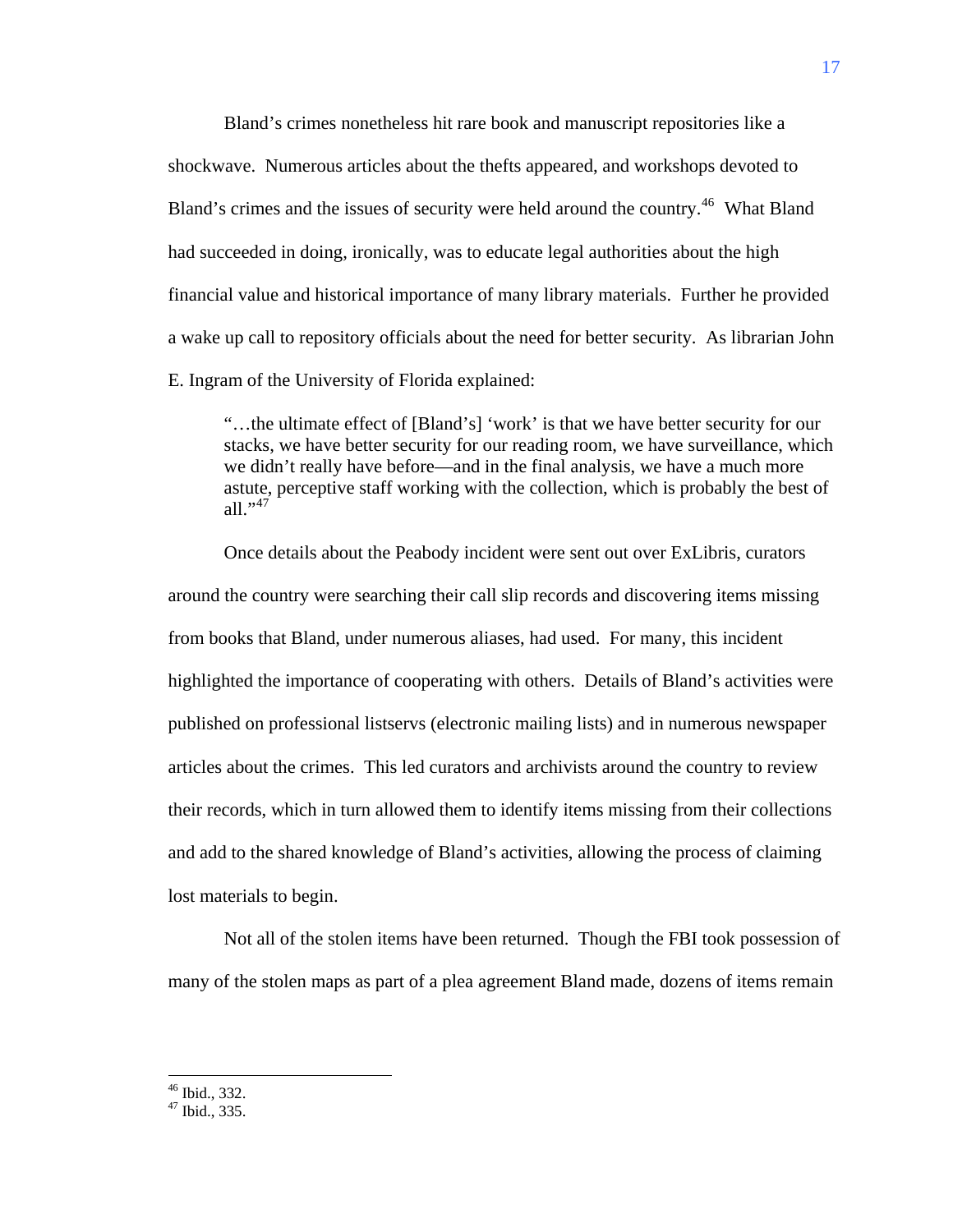Bland's crimes nonetheless hit rare book and manuscript repositories like a shockwave. Numerous articles about the thefts appeared, and workshops devoted to Bland's crimes and the issues of security were held around the country.[46] What Bland had succeeded in doing, ironically, was to educate legal authorities about the high financial value and historical importance of many library materials. Further he provided a wake up call to repository officials about the need for better security. As librarian John E. Ingram of the University of Florida explained:

> "…the ultimate effect of [Bland's] 'work' is that we have better security for our stacks, we have better security for our reading room, we have surveillance, which we didn't really have before—and in the final analysis, we have a much more astute, perceptive staff working with the collection, which is probably the best of all."[47]

Once details about the Peabody incident were sent out over ExLibris, curators around the country were searching their call slip records and discovering items missing from books that Bland, under numerous aliases, had used. For many, this incident highlighted the importance of cooperating with others. Details of Bland's activities were published on professional listservs (electronic mailing lists) and in numerous newspaper articles about the crimes. This led curators and archivists around the country to review their records, which in turn allowed them to identify items missing from their collections and add to the shared knowledge of Bland's activities, allowing the process of claiming lost materials to begin.

Not all of the stolen items have been returned. Though the FBI took possession of many of the stolen maps as part of a plea agreement Bland made, dozens of items remain

---

[46] Ibid., 332.
[47] Ibid., 335.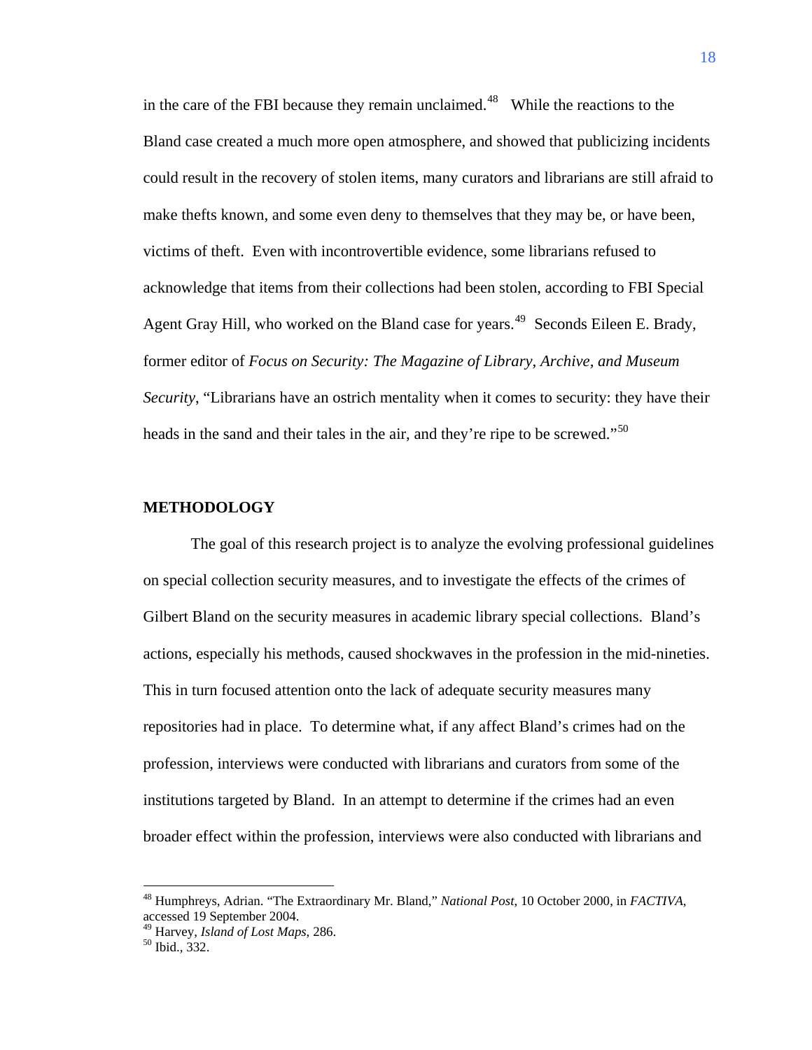in the care of the FBI because they remain unclaimed.[48] While the reactions to the Bland case created a much more open atmosphere, and showed that publicizing incidents could result in the recovery of stolen items, many curators and librarians are still afraid to make thefts known, and some even deny to themselves that they may be, or have been, victims of theft. Even with incontrovertible evidence, some librarians refused to acknowledge that items from their collections had been stolen, according to FBI Special Agent Gray Hill, who worked on the Bland case for years.[49] Seconds Eileen E. Brady, former editor of *Focus on Security: The Magazine of Library, Archive, and Museum Security*, "Librarians have an ostrich mentality when it comes to security: they have their heads in the sand and their tales in the air, and they're ripe to be screwed."[50]

## METHODOLOGY

The goal of this research project is to analyze the evolving professional guidelines on special collection security measures, and to investigate the effects of the crimes of Gilbert Bland on the security measures in academic library special collections. Bland's actions, especially his methods, caused shockwaves in the profession in the mid-nineties. This in turn focused attention onto the lack of adequate security measures many repositories had in place. To determine what, if any affect Bland's crimes had on the profession, interviews were conducted with librarians and curators from some of the institutions targeted by Bland. In an attempt to determine if the crimes had an even broader effect within the profession, interviews were also conducted with librarians and

---

[48] Humphreys, Adrian. "The Extraordinary Mr. Bland," *National Post*, 10 October 2000, in *FACTIVA*, accessed 19 September 2004.

[49] Harvey, *Island of Lost Maps*, 286.

[50] Ibid., 332.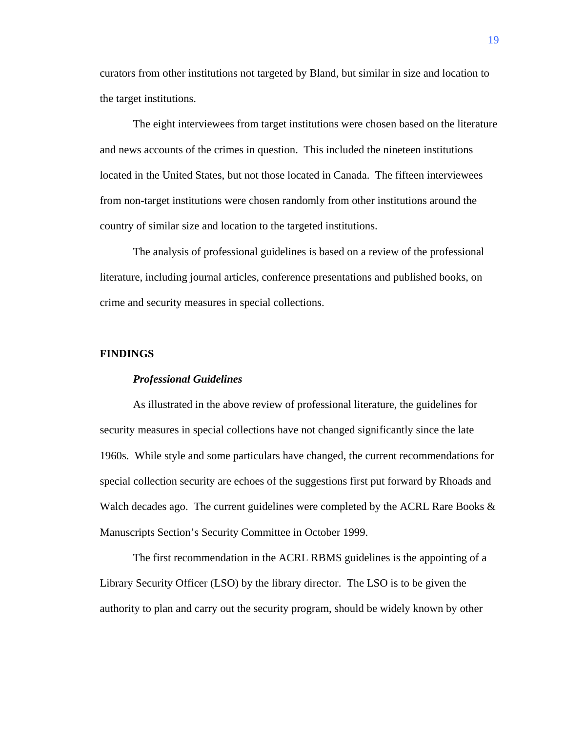curators from other institutions not targeted by Bland, but similar in size and location to the target institutions.

The eight interviewees from target institutions were chosen based on the literature and news accounts of the crimes in question. This included the nineteen institutions located in the United States, but not those located in Canada. The fifteen interviewees from non-target institutions were chosen randomly from other institutions around the country of similar size and location to the targeted institutions.

The analysis of professional guidelines is based on a review of the professional literature, including journal articles, conference presentations and published books, on crime and security measures in special collections.

## FINDINGS

### *Professional Guidelines*

As illustrated in the above review of professional literature, the guidelines for security measures in special collections have not changed significantly since the late 1960s. While style and some particulars have changed, the current recommendations for special collection security are echoes of the suggestions first put forward by Rhoads and Walch decades ago. The current guidelines were completed by the ACRL Rare Books & Manuscripts Section's Security Committee in October 1999.

The first recommendation in the ACRL RBMS guidelines is the appointing of a Library Security Officer (LSO) by the library director. The LSO is to be given the authority to plan and carry out the security program, should be widely known by other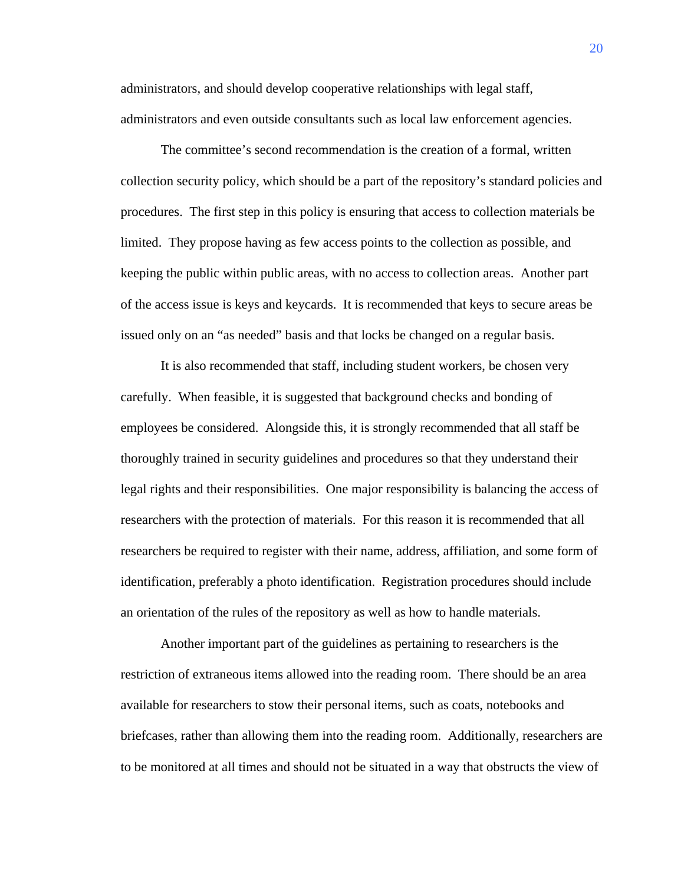administrators, and should develop cooperative relationships with legal staff, administrators and even outside consultants such as local law enforcement agencies.

The committee's second recommendation is the creation of a formal, written collection security policy, which should be a part of the repository's standard policies and procedures. The first step in this policy is ensuring that access to collection materials be limited. They propose having as few access points to the collection as possible, and keeping the public within public areas, with no access to collection areas. Another part of the access issue is keys and keycards. It is recommended that keys to secure areas be issued only on an "as needed" basis and that locks be changed on a regular basis.

It is also recommended that staff, including student workers, be chosen very carefully. When feasible, it is suggested that background checks and bonding of employees be considered. Alongside this, it is strongly recommended that all staff be thoroughly trained in security guidelines and procedures so that they understand their legal rights and their responsibilities. One major responsibility is balancing the access of researchers with the protection of materials. For this reason it is recommended that all researchers be required to register with their name, address, affiliation, and some form of identification, preferably a photo identification. Registration procedures should include an orientation of the rules of the repository as well as how to handle materials.

Another important part of the guidelines as pertaining to researchers is the restriction of extraneous items allowed into the reading room. There should be an area available for researchers to stow their personal items, such as coats, notebooks and briefcases, rather than allowing them into the reading room. Additionally, researchers are to be monitored at all times and should not be situated in a way that obstructs the view of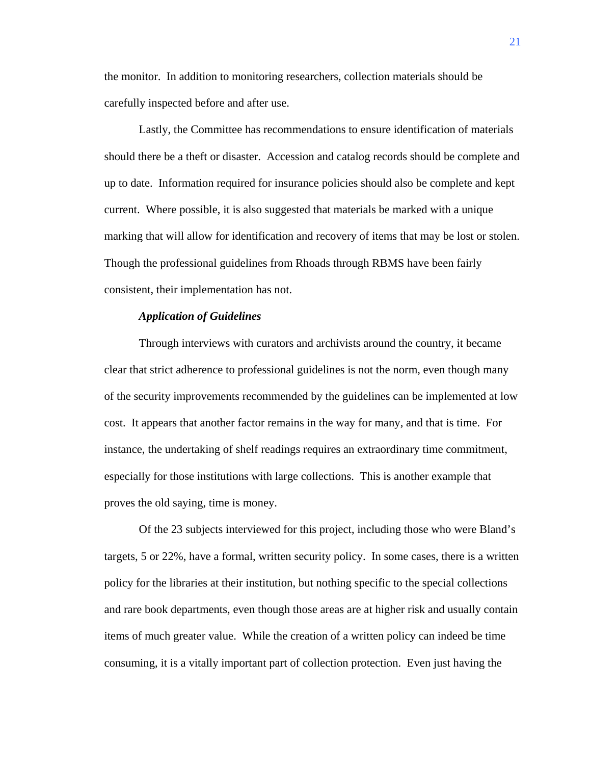the monitor. In addition to monitoring researchers, collection materials should be carefully inspected before and after use.

Lastly, the Committee has recommendations to ensure identification of materials should there be a theft or disaster. Accession and catalog records should be complete and up to date. Information required for insurance policies should also be complete and kept current. Where possible, it is also suggested that materials be marked with a unique marking that will allow for identification and recovery of items that may be lost or stolen. Though the professional guidelines from Rhoads through RBMS have been fairly consistent, their implementation has not.

***Application of Guidelines***

Through interviews with curators and archivists around the country, it became clear that strict adherence to professional guidelines is not the norm, even though many of the security improvements recommended by the guidelines can be implemented at low cost. It appears that another factor remains in the way for many, and that is time. For instance, the undertaking of shelf readings requires an extraordinary time commitment, especially for those institutions with large collections. This is another example that proves the old saying, time is money.

Of the 23 subjects interviewed for this project, including those who were Bland's targets, 5 or 22%, have a formal, written security policy. In some cases, there is a written policy for the libraries at their institution, but nothing specific to the special collections and rare book departments, even though those areas are at higher risk and usually contain items of much greater value. While the creation of a written policy can indeed be time consuming, it is a vitally important part of collection protection. Even just having the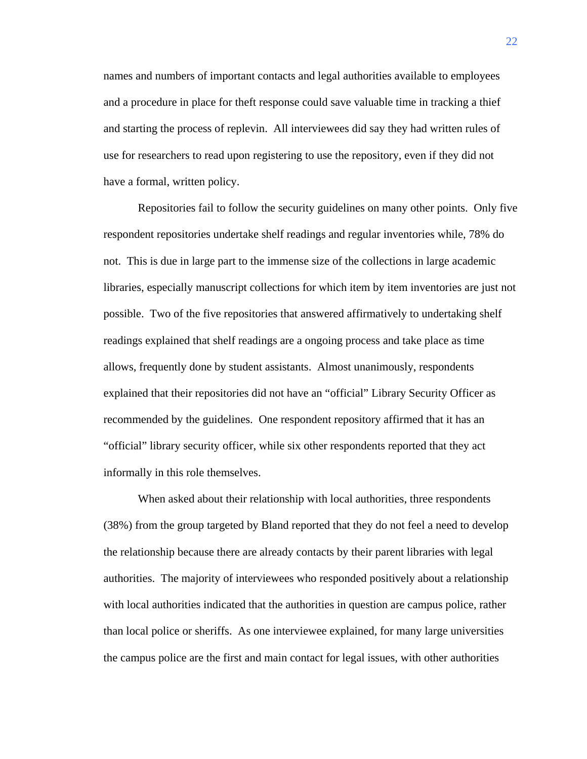names and numbers of important contacts and legal authorities available to employees and a procedure in place for theft response could save valuable time in tracking a thief and starting the process of replevin. All interviewees did say they had written rules of use for researchers to read upon registering to use the repository, even if they did not have a formal, written policy.

Repositories fail to follow the security guidelines on many other points. Only five respondent repositories undertake shelf readings and regular inventories while, 78% do not. This is due in large part to the immense size of the collections in large academic libraries, especially manuscript collections for which item by item inventories are just not possible. Two of the five repositories that answered affirmatively to undertaking shelf readings explained that shelf readings are a ongoing process and take place as time allows, frequently done by student assistants. Almost unanimously, respondents explained that their repositories did not have an "official" Library Security Officer as recommended by the guidelines. One respondent repository affirmed that it has an "official" library security officer, while six other respondents reported that they act informally in this role themselves.

When asked about their relationship with local authorities, three respondents (38%) from the group targeted by Bland reported that they do not feel a need to develop the relationship because there are already contacts by their parent libraries with legal authorities. The majority of interviewees who responded positively about a relationship with local authorities indicated that the authorities in question are campus police, rather than local police or sheriffs. As one interviewee explained, for many large universities the campus police are the first and main contact for legal issues, with other authorities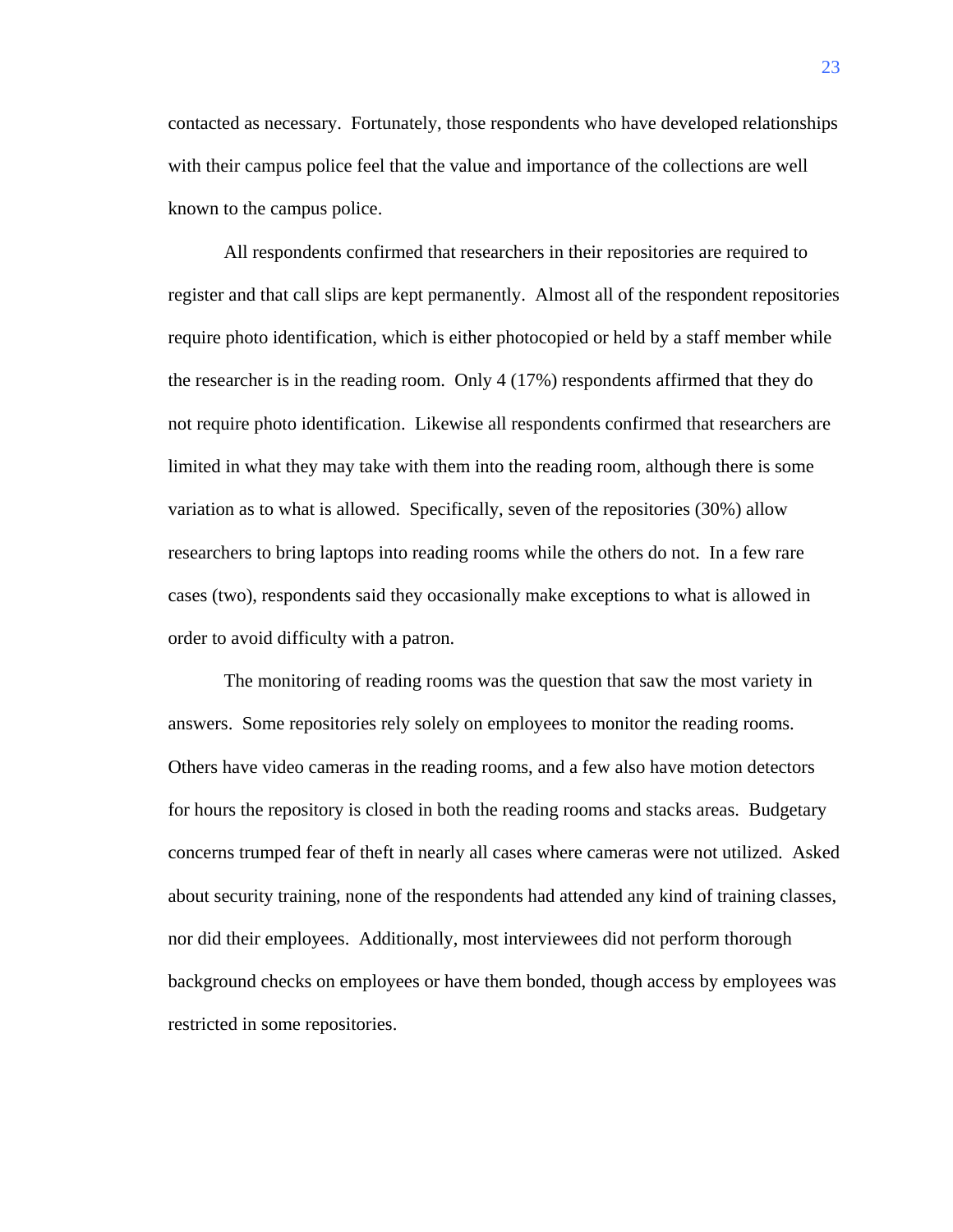contacted as necessary. Fortunately, those respondents who have developed relationships with their campus police feel that the value and importance of the collections are well known to the campus police.

All respondents confirmed that researchers in their repositories are required to register and that call slips are kept permanently. Almost all of the respondent repositories require photo identification, which is either photocopied or held by a staff member while the researcher is in the reading room. Only 4 (17%) respondents affirmed that they do not require photo identification. Likewise all respondents confirmed that researchers are limited in what they may take with them into the reading room, although there is some variation as to what is allowed. Specifically, seven of the repositories (30%) allow researchers to bring laptops into reading rooms while the others do not. In a few rare cases (two), respondents said they occasionally make exceptions to what is allowed in order to avoid difficulty with a patron.

The monitoring of reading rooms was the question that saw the most variety in answers. Some repositories rely solely on employees to monitor the reading rooms. Others have video cameras in the reading rooms, and a few also have motion detectors for hours the repository is closed in both the reading rooms and stacks areas. Budgetary concerns trumped fear of theft in nearly all cases where cameras were not utilized. Asked about security training, none of the respondents had attended any kind of training classes, nor did their employees. Additionally, most interviewees did not perform thorough background checks on employees or have them bonded, though access by employees was restricted in some repositories.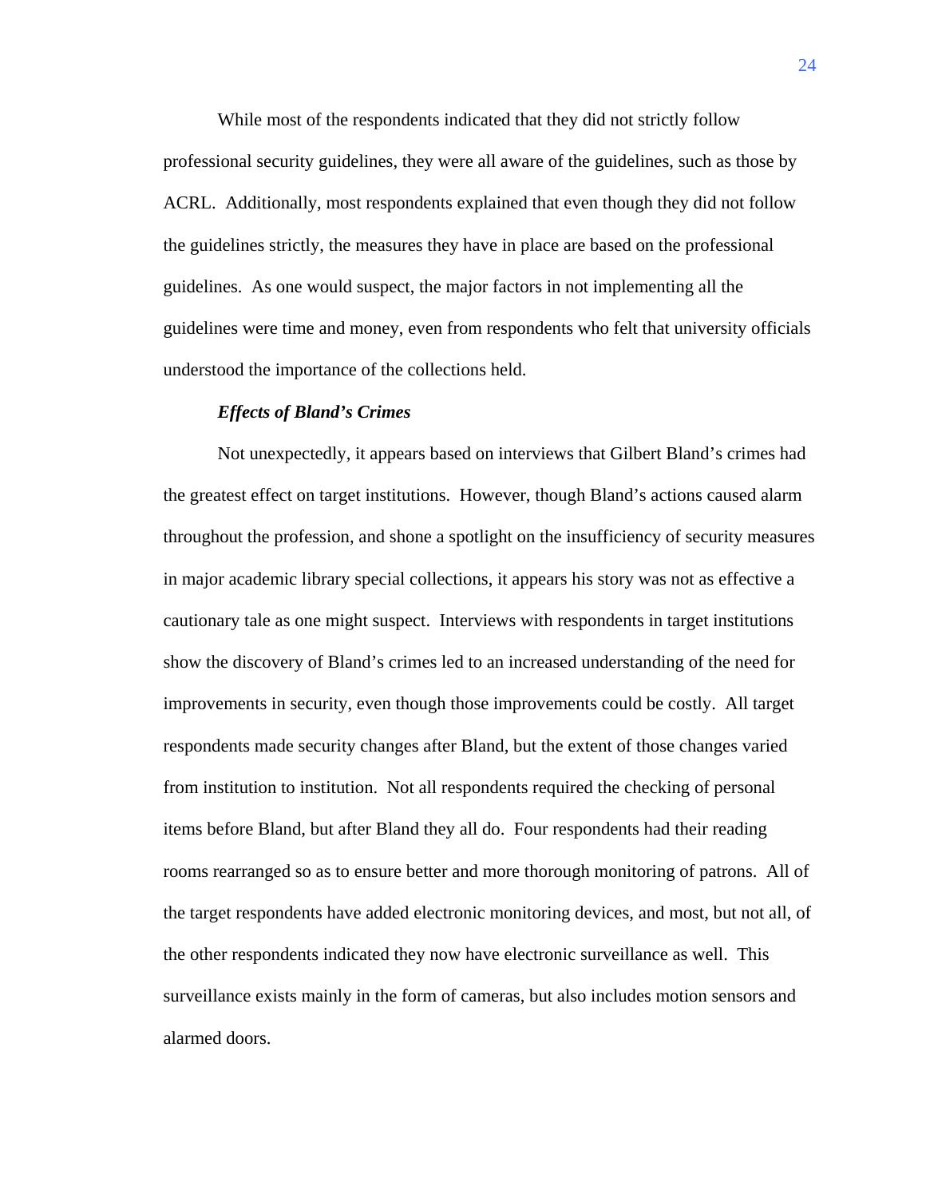While most of the respondents indicated that they did not strictly follow professional security guidelines, they were all aware of the guidelines, such as those by ACRL. Additionally, most respondents explained that even though they did not follow the guidelines strictly, the measures they have in place are based on the professional guidelines. As one would suspect, the major factors in not implementing all the guidelines were time and money, even from respondents who felt that university officials understood the importance of the collections held.

### *Effects of Bland's Crimes*

Not unexpectedly, it appears based on interviews that Gilbert Bland's crimes had the greatest effect on target institutions. However, though Bland's actions caused alarm throughout the profession, and shone a spotlight on the insufficiency of security measures in major academic library special collections, it appears his story was not as effective a cautionary tale as one might suspect. Interviews with respondents in target institutions show the discovery of Bland's crimes led to an increased understanding of the need for improvements in security, even though those improvements could be costly. All target respondents made security changes after Bland, but the extent of those changes varied from institution to institution. Not all respondents required the checking of personal items before Bland, but after Bland they all do. Four respondents had their reading rooms rearranged so as to ensure better and more thorough monitoring of patrons. All of the target respondents have added electronic monitoring devices, and most, but not all, of the other respondents indicated they now have electronic surveillance as well. This surveillance exists mainly in the form of cameras, but also includes motion sensors and alarmed doors.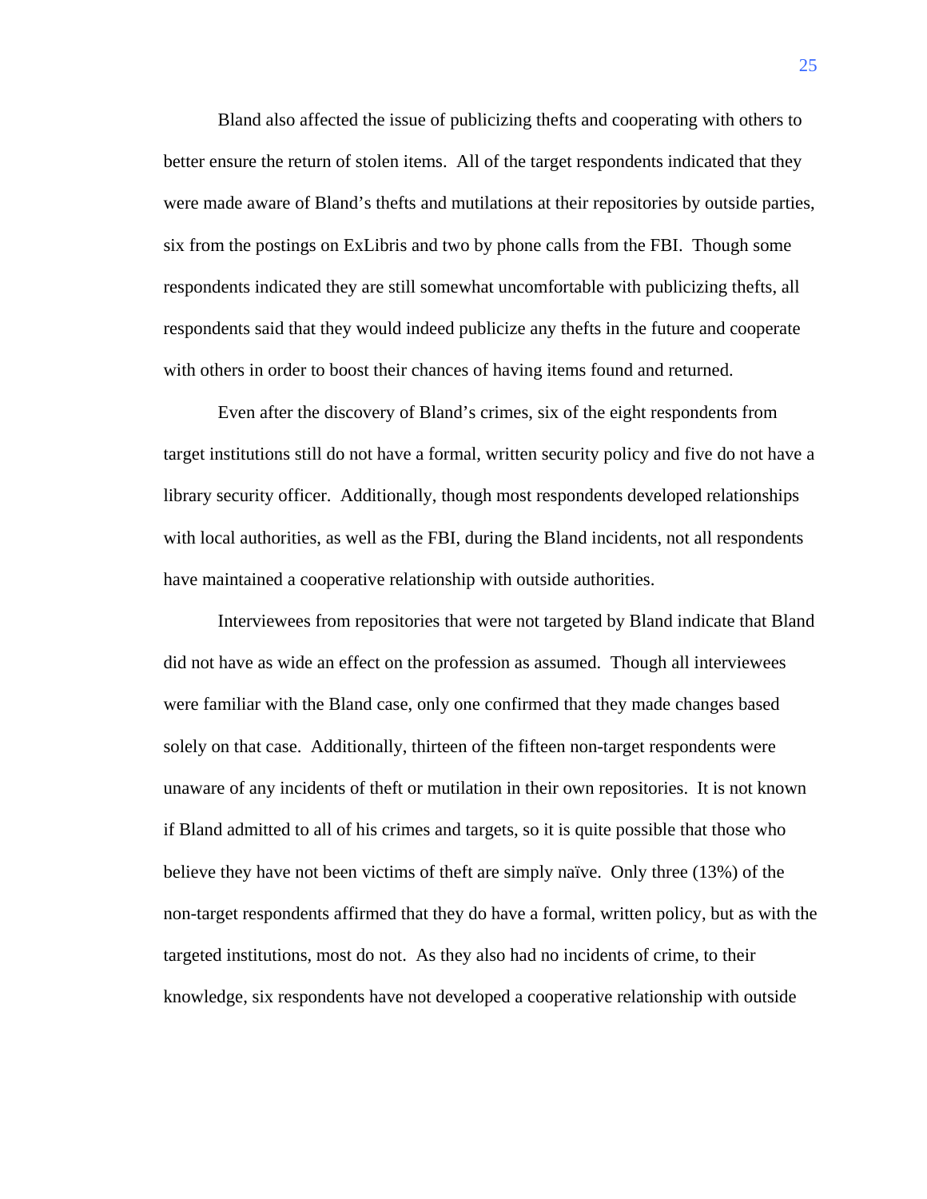Bland also affected the issue of publicizing thefts and cooperating with others to better ensure the return of stolen items. All of the target respondents indicated that they were made aware of Bland's thefts and mutilations at their repositories by outside parties, six from the postings on ExLibris and two by phone calls from the FBI. Though some respondents indicated they are still somewhat uncomfortable with publicizing thefts, all respondents said that they would indeed publicize any thefts in the future and cooperate with others in order to boost their chances of having items found and returned.

Even after the discovery of Bland's crimes, six of the eight respondents from target institutions still do not have a formal, written security policy and five do not have a library security officer. Additionally, though most respondents developed relationships with local authorities, as well as the FBI, during the Bland incidents, not all respondents have maintained a cooperative relationship with outside authorities.

Interviewees from repositories that were not targeted by Bland indicate that Bland did not have as wide an effect on the profession as assumed. Though all interviewees were familiar with the Bland case, only one confirmed that they made changes based solely on that case. Additionally, thirteen of the fifteen non-target respondents were unaware of any incidents of theft or mutilation in their own repositories. It is not known if Bland admitted to all of his crimes and targets, so it is quite possible that those who believe they have not been victims of theft are simply naïve. Only three (13%) of the non-target respondents affirmed that they do have a formal, written policy, but as with the targeted institutions, most do not. As they also had no incidents of crime, to their knowledge, six respondents have not developed a cooperative relationship with outside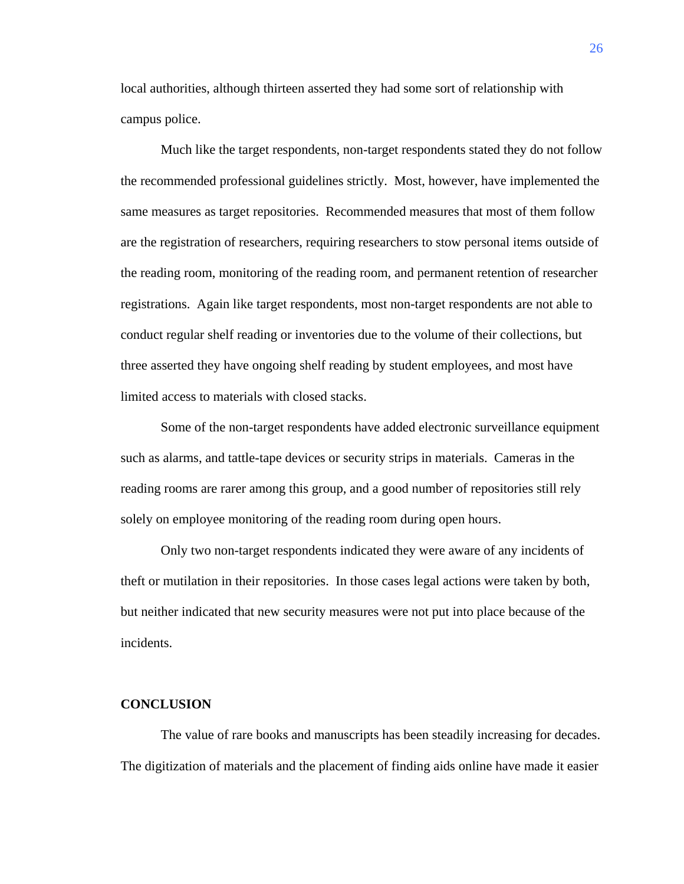local authorities, although thirteen asserted they had some sort of relationship with campus police.

Much like the target respondents, non-target respondents stated they do not follow the recommended professional guidelines strictly. Most, however, have implemented the same measures as target repositories. Recommended measures that most of them follow are the registration of researchers, requiring researchers to stow personal items outside of the reading room, monitoring of the reading room, and permanent retention of researcher registrations. Again like target respondents, most non-target respondents are not able to conduct regular shelf reading or inventories due to the volume of their collections, but three asserted they have ongoing shelf reading by student employees, and most have limited access to materials with closed stacks.

Some of the non-target respondents have added electronic surveillance equipment such as alarms, and tattle-tape devices or security strips in materials. Cameras in the reading rooms are rarer among this group, and a good number of repositories still rely solely on employee monitoring of the reading room during open hours.

Only two non-target respondents indicated they were aware of any incidents of theft or mutilation in their repositories. In those cases legal actions were taken by both, but neither indicated that new security measures were not put into place because of the incidents.

## CONCLUSION

The value of rare books and manuscripts has been steadily increasing for decades. The digitization of materials and the placement of finding aids online have made it easier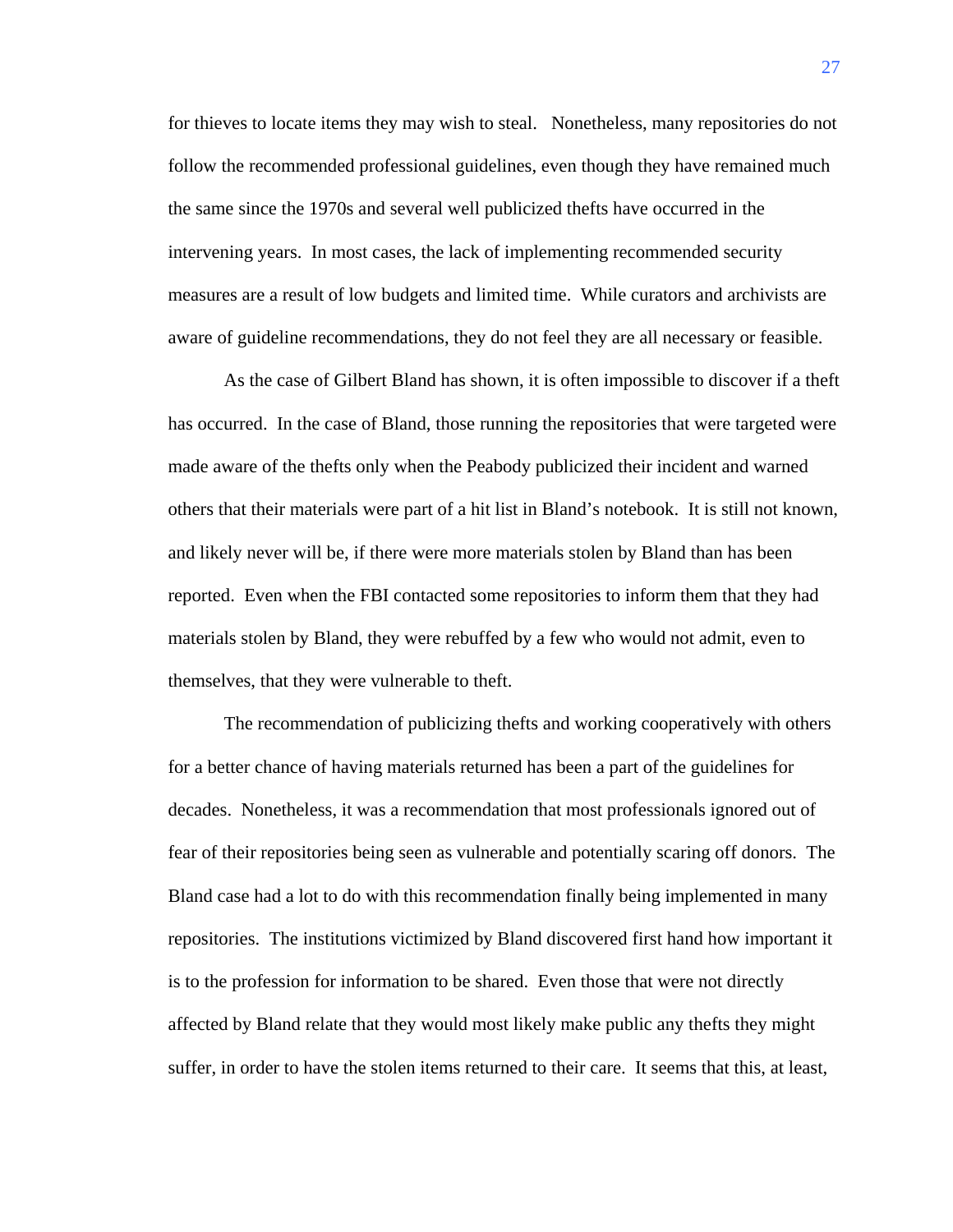for thieves to locate items they may wish to steal. Nonetheless, many repositories do not follow the recommended professional guidelines, even though they have remained much the same since the 1970s and several well publicized thefts have occurred in the intervening years. In most cases, the lack of implementing recommended security measures are a result of low budgets and limited time. While curators and archivists are aware of guideline recommendations, they do not feel they are all necessary or feasible.

As the case of Gilbert Bland has shown, it is often impossible to discover if a theft has occurred. In the case of Bland, those running the repositories that were targeted were made aware of the thefts only when the Peabody publicized their incident and warned others that their materials were part of a hit list in Bland's notebook. It is still not known, and likely never will be, if there were more materials stolen by Bland than has been reported. Even when the FBI contacted some repositories to inform them that they had materials stolen by Bland, they were rebuffed by a few who would not admit, even to themselves, that they were vulnerable to theft.

The recommendation of publicizing thefts and working cooperatively with others for a better chance of having materials returned has been a part of the guidelines for decades. Nonetheless, it was a recommendation that most professionals ignored out of fear of their repositories being seen as vulnerable and potentially scaring off donors. The Bland case had a lot to do with this recommendation finally being implemented in many repositories. The institutions victimized by Bland discovered first hand how important it is to the profession for information to be shared. Even those that were not directly affected by Bland relate that they would most likely make public any thefts they might suffer, in order to have the stolen items returned to their care. It seems that this, at least,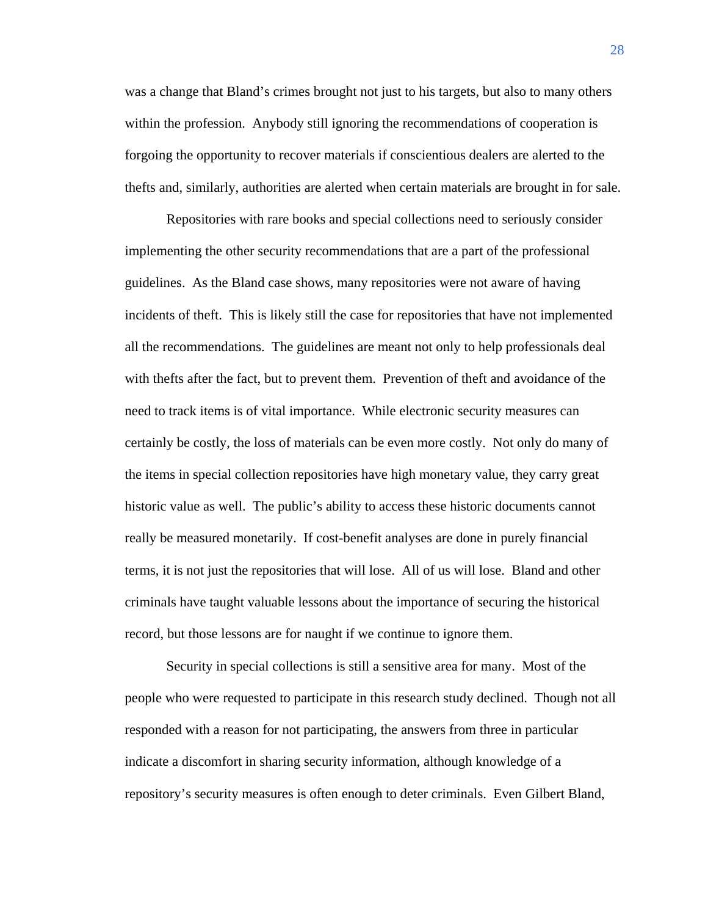was a change that Bland's crimes brought not just to his targets, but also to many others within the profession. Anybody still ignoring the recommendations of cooperation is forgoing the opportunity to recover materials if conscientious dealers are alerted to the thefts and, similarly, authorities are alerted when certain materials are brought in for sale.

Repositories with rare books and special collections need to seriously consider implementing the other security recommendations that are a part of the professional guidelines. As the Bland case shows, many repositories were not aware of having incidents of theft. This is likely still the case for repositories that have not implemented all the recommendations. The guidelines are meant not only to help professionals deal with thefts after the fact, but to prevent them. Prevention of theft and avoidance of the need to track items is of vital importance. While electronic security measures can certainly be costly, the loss of materials can be even more costly. Not only do many of the items in special collection repositories have high monetary value, they carry great historic value as well. The public's ability to access these historic documents cannot really be measured monetarily. If cost-benefit analyses are done in purely financial terms, it is not just the repositories that will lose. All of us will lose. Bland and other criminals have taught valuable lessons about the importance of securing the historical record, but those lessons are for naught if we continue to ignore them.

Security in special collections is still a sensitive area for many. Most of the people who were requested to participate in this research study declined. Though not all responded with a reason for not participating, the answers from three in particular indicate a discomfort in sharing security information, although knowledge of a repository's security measures is often enough to deter criminals. Even Gilbert Bland,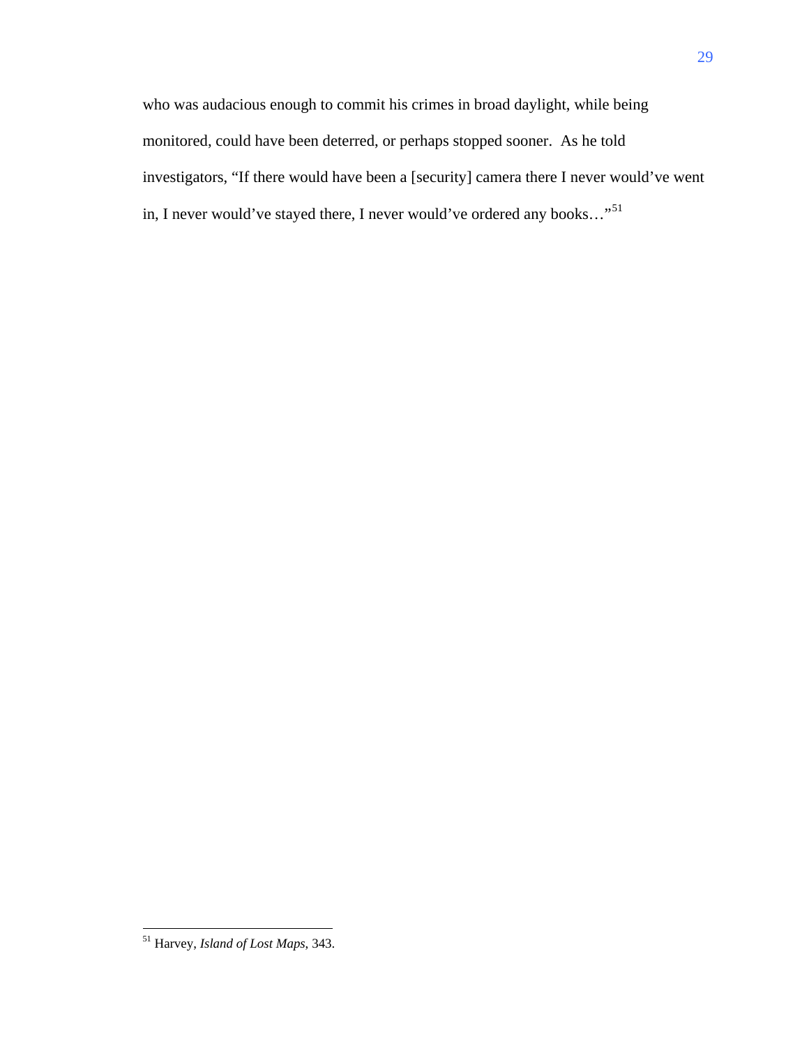who was audacious enough to commit his crimes in broad daylight, while being monitored, could have been deterred, or perhaps stopped sooner. As he told investigators, "If there would have been a [security] camera there I never would've went in, I never would've stayed there, I never would've ordered any books…"[51]

---

[51] Harvey, *Island of Lost Maps,* 343.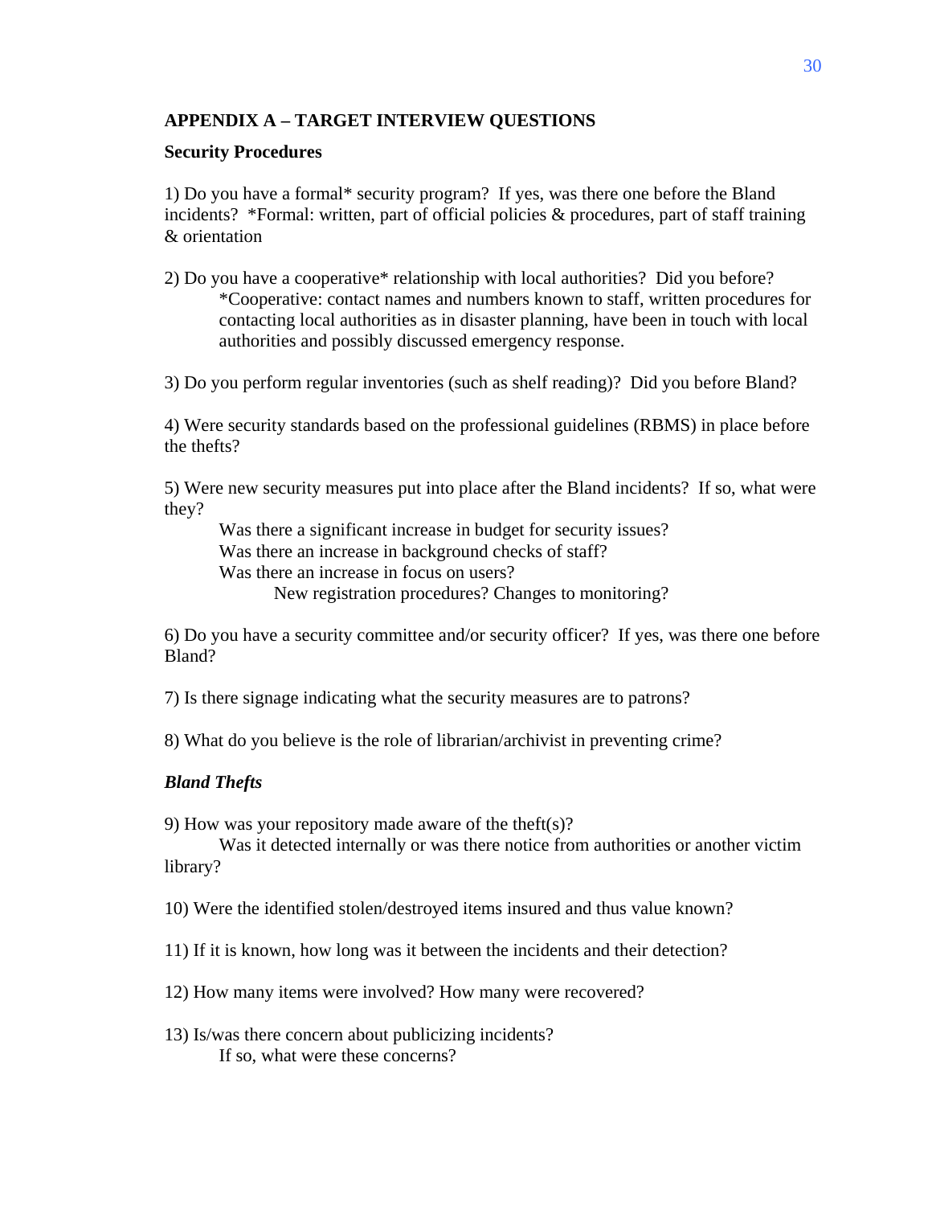## APPENDIX A – TARGET INTERVIEW QUESTIONS

### Security Procedures

1) Do you have a formal* security program? If yes, was there one before the Bland incidents? *Formal: written, part of official policies & procedures, part of staff training & orientation

2) Do you have a cooperative* relationship with local authorities? Did you before?
   *Cooperative: contact names and numbers known to staff, written procedures for contacting local authorities as in disaster planning, have been in touch with local authorities and possibly discussed emergency response.

3) Do you perform regular inventories (such as shelf reading)? Did you before Bland?

4) Were security standards based on the professional guidelines (RBMS) in place before the thefts?

5) Were new security measures put into place after the Bland incidents? If so, what were they?
   Was there a significant increase in budget for security issues?
   Was there an increase in background checks of staff?
   Was there an increase in focus on users?
      New registration procedures? Changes to monitoring?

6) Do you have a security committee and/or security officer? If yes, was there one before Bland?

7) Is there signage indicating what the security measures are to patrons?

8) What do you believe is the role of librarian/archivist in preventing crime?

### *Bland Thefts*

9) How was your repository made aware of the theft(s)?
   Was it detected internally or was there notice from authorities or another victim library?

10) Were the identified stolen/destroyed items insured and thus value known?

11) If it is known, how long was it between the incidents and their detection?

12) How many items were involved? How many were recovered?

13) Is/was there concern about publicizing incidents?
   If so, what were these concerns?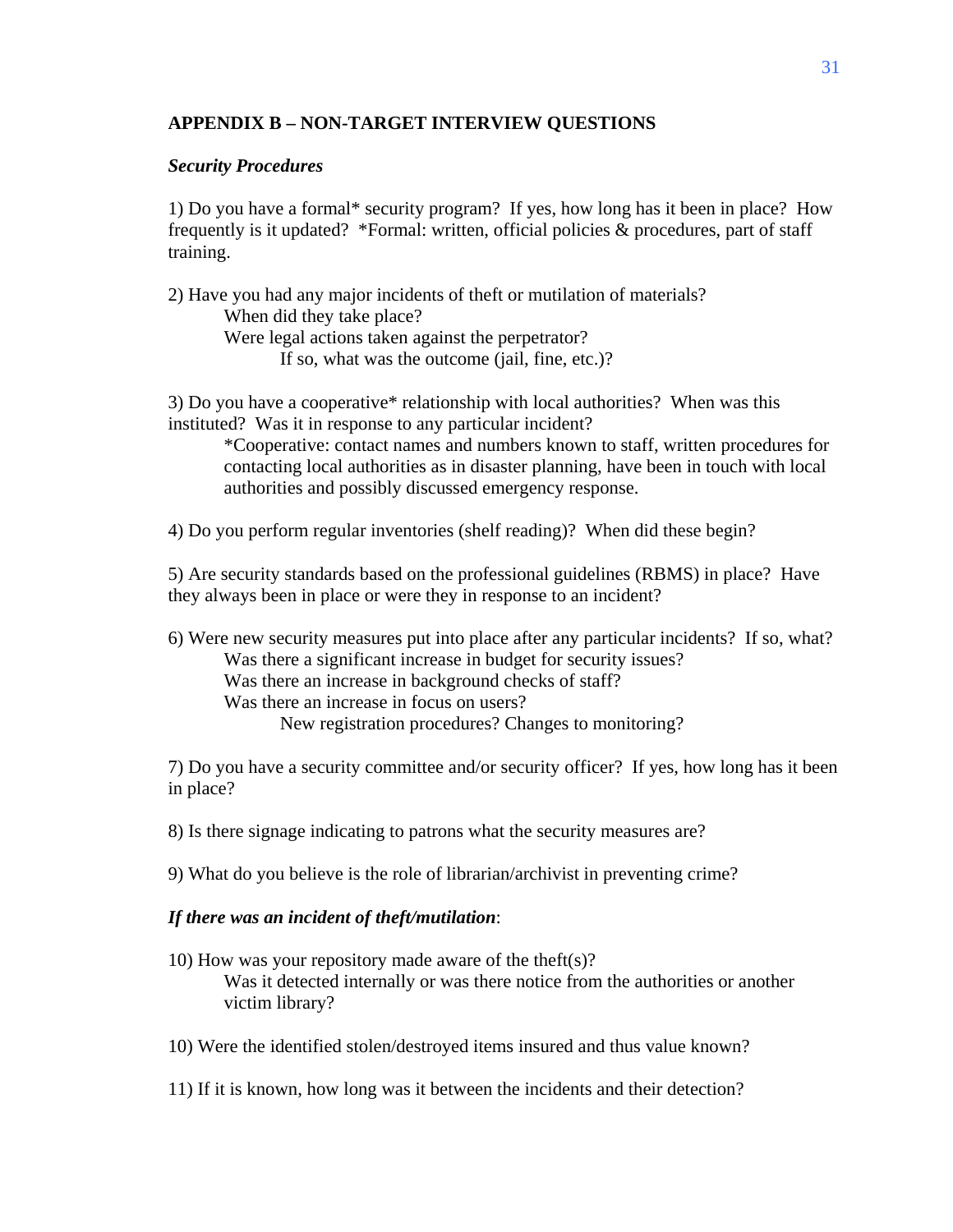## APPENDIX B – NON-TARGET INTERVIEW QUESTIONS

***Security Procedures***

1) Do you have a formal* security program? If yes, how long has it been in place? How frequently is it updated? *Formal: written, official policies & procedures, part of staff training.

2) Have you had any major incidents of theft or mutilation of materials?
   - When did they take place?
   - Were legal actions taken against the perpetrator?
     - If so, what was the outcome (jail, fine, etc.)?

3) Do you have a cooperative* relationship with local authorities? When was this instituted? Was it in response to any particular incident?

   *Cooperative: contact names and numbers known to staff, written procedures for contacting local authorities as in disaster planning, have been in touch with local authorities and possibly discussed emergency response.

4) Do you perform regular inventories (shelf reading)? When did these begin?

5) Are security standards based on the professional guidelines (RBMS) in place? Have they always been in place or were they in response to an incident?

6) Were new security measures put into place after any particular incidents? If so, what?
   - Was there a significant increase in budget for security issues?
   - Was there an increase in background checks of staff?
   - Was there an increase in focus on users?
     - New registration procedures? Changes to monitoring?

7) Do you have a security committee and/or security officer? If yes, how long has it been in place?

8) Is there signage indicating to patrons what the security measures are?

9) What do you believe is the role of librarian/archivist in preventing crime?

***If there was an incident of theft/mutilation*:**

10) How was your repository made aware of the theft(s)?
   - Was it detected internally or was there notice from the authorities or another victim library?

10) Were the identified stolen/destroyed items insured and thus value known?

11) If it is known, how long was it between the incidents and their detection?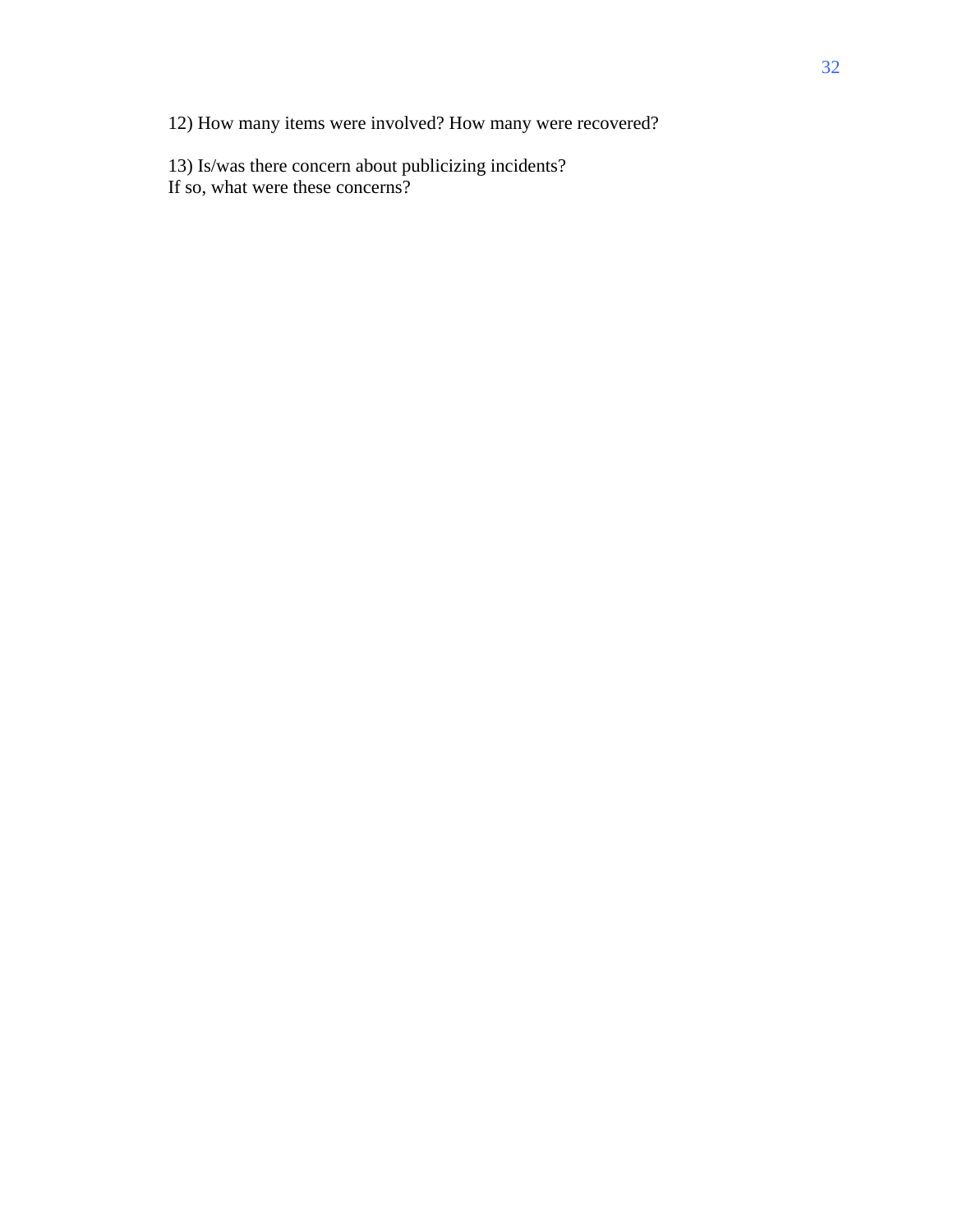12) How many items were involved? How many were recovered?

13) Is/was there concern about publicizing incidents?
If so, what were these concerns?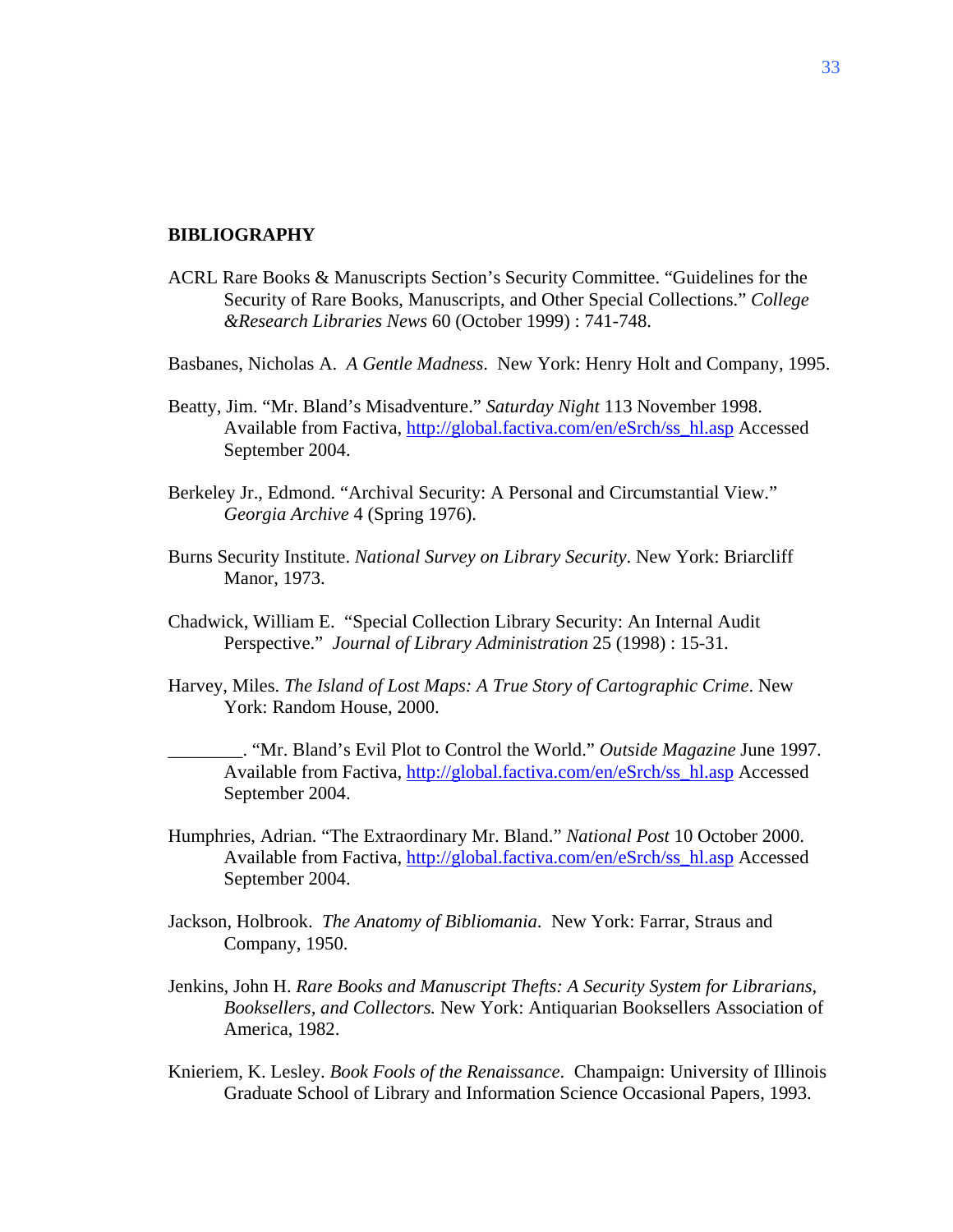**BIBLIOGRAPHY**

ACRL Rare Books & Manuscripts Section's Security Committee. "Guidelines for the Security of Rare Books, Manuscripts, and Other Special Collections." *College &Research Libraries News* 60 (October 1999) : 741-748.

Basbanes, Nicholas A. *A Gentle Madness*. New York: Henry Holt and Company, 1995.

Beatty, Jim. "Mr. Bland's Misadventure." *Saturday Night* 113 November 1998. Available from Factiva, http://global.factiva.com/en/eSrch/ss_hl.asp Accessed September 2004.

Berkeley Jr., Edmond. "Archival Security: A Personal and Circumstantial View." *Georgia Archive* 4 (Spring 1976).

Burns Security Institute. *National Survey on Library Security*. New York: Briarcliff Manor, 1973.

Chadwick, William E. "Special Collection Library Security: An Internal Audit Perspective." *Journal of Library Administration* 25 (1998) : 15-31.

Harvey, Miles. *The Island of Lost Maps: A True Story of Cartographic Crime*. New York: Random House, 2000.

________. "Mr. Bland's Evil Plot to Control the World." *Outside Magazine* June 1997. Available from Factiva, http://global.factiva.com/en/eSrch/ss_hl.asp Accessed September 2004.

Humphries, Adrian. "The Extraordinary Mr. Bland." *National Post* 10 October 2000. Available from Factiva, http://global.factiva.com/en/eSrch/ss_hl.asp Accessed September 2004.

Jackson, Holbrook. *The Anatomy of Bibliomania*. New York: Farrar, Straus and Company, 1950.

Jenkins, John H. *Rare Books and Manuscript Thefts: A Security System for Librarians, Booksellers, and Collectors.* New York: Antiquarian Booksellers Association of America, 1982.

Knieriem, K. Lesley. *Book Fools of the Renaissance*. Champaign: University of Illinois Graduate School of Library and Information Science Occasional Papers, 1993.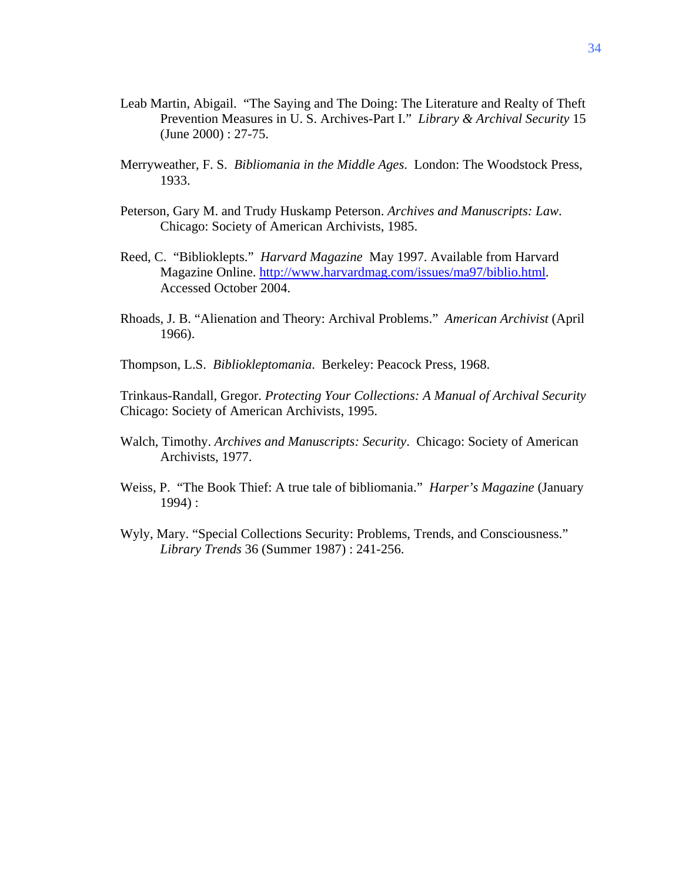Leab Martin, Abigail. "The Saying and The Doing: The Literature and Realty of Theft Prevention Measures in U. S. Archives-Part I." *Library & Archival Security* 15 (June 2000) : 27-75.

Merryweather, F. S. *Bibliomania in the Middle Ages*. London: The Woodstock Press, 1933.

Peterson, Gary M. and Trudy Huskamp Peterson. *Archives and Manuscripts: Law*. Chicago: Society of American Archivists, 1985.

Reed, C. "Biblioklepts." *Harvard Magazine* May 1997. Available from Harvard Magazine Online. http://www.harvardmag.com/issues/ma97/biblio.html. Accessed October 2004.

Rhoads, J. B. "Alienation and Theory: Archival Problems." *American Archivist* (April 1966).

Thompson, L.S. *Bibliokleptomania*. Berkeley: Peacock Press, 1968.

Trinkaus-Randall, Gregor. *Protecting Your Collections: A Manual of Archival Security* Chicago: Society of American Archivists, 1995.

Walch, Timothy. *Archives and Manuscripts: Security*. Chicago: Society of American Archivists, 1977.

Weiss, P. "The Book Thief: A true tale of bibliomania." *Harper's Magazine* (January 1994) :

Wyly, Mary. "Special Collections Security: Problems, Trends, and Consciousness." *Library Trends* 36 (Summer 1987) : 241-256.